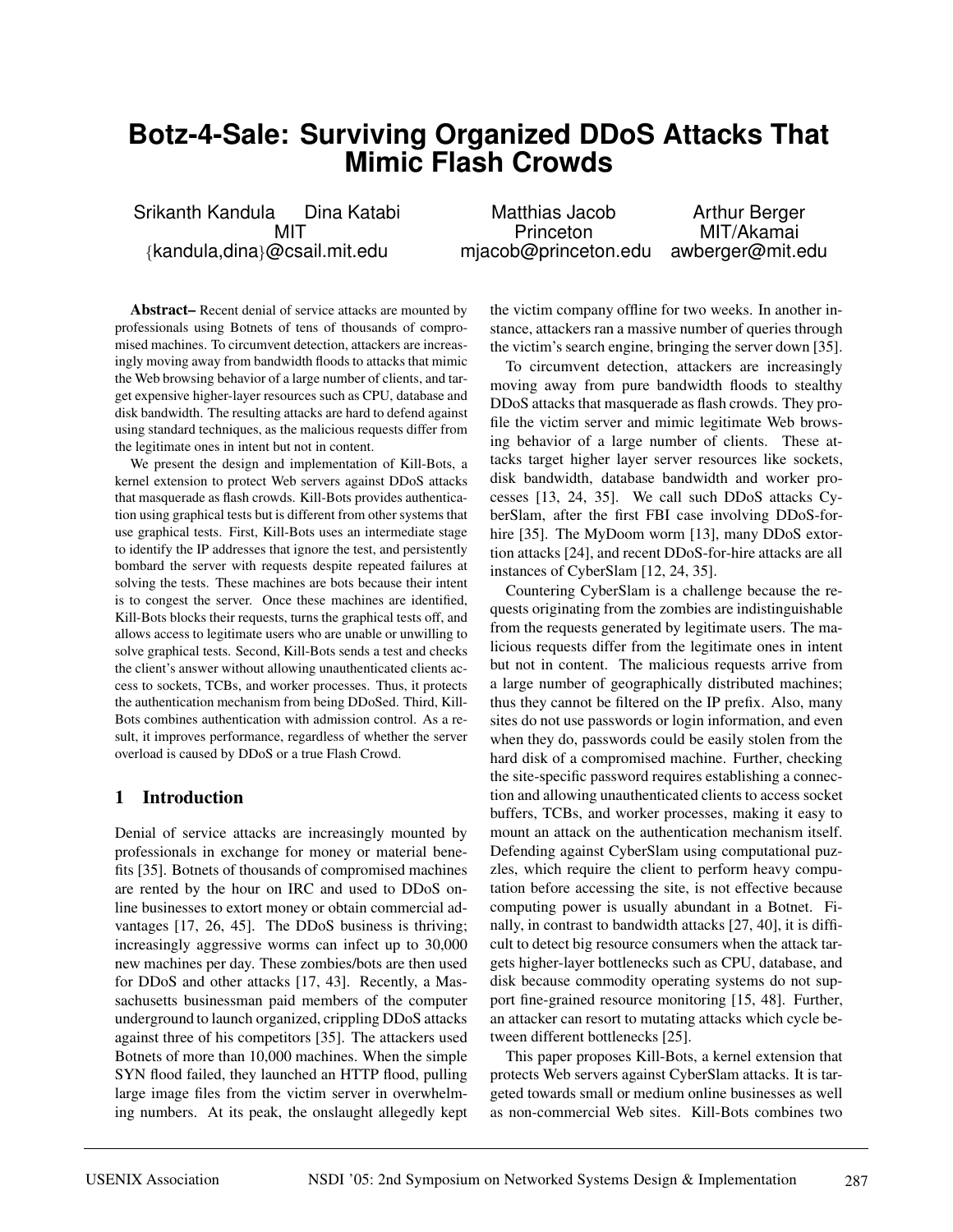# Botz-4-Sale: Surviving Organized DDoS Attacks That Mimic Flash Crowds

Srikanth Kandula Dina Katabi
MIT
{kandula,dina}@csail.mit.edu

Matthias Jacob
Princeton
mjacob@princeton.edu

Arthur Berger
MIT/Akamai
awberger@mit.edu

**Abstract–** Recent denial of service attacks are mounted by professionals using Botnets of tens of thousands of compromised machines. To circumvent detection, attackers are increasingly moving away from bandwidth floods to attacks that mimic the Web browsing behavior of a large number of clients, and target expensive higher-layer resources such as CPU, database and disk bandwidth. The resulting attacks are hard to defend against using standard techniques, as the malicious requests differ from the legitimate ones in intent but not in content.

We present the design and implementation of Kill-Bots, a kernel extension to protect Web servers against DDoS attacks that masquerade as flash crowds. Kill-Bots provides authentication using graphical tests but is different from other systems that use graphical tests. First, Kill-Bots uses an intermediate stage to identify the IP addresses that ignore the test, and persistently bombard the server with requests despite repeated failures at solving the tests. These machines are bots because their intent is to congest the server. Once these machines are identified, Kill-Bots blocks their requests, turns the graphical tests off, and allows access to legitimate users who are unable or unwilling to solve graphical tests. Second, Kill-Bots sends a test and checks the client's answer without allowing unauthenticated clients access to sockets, TCBs, and worker processes. Thus, it protects the authentication mechanism from being DDoSed. Third, Kill-Bots combines authentication with admission control. As a result, it improves performance, regardless of whether the server overload is caused by DDoS or a true Flash Crowd.

## 1 Introduction

Denial of service attacks are increasingly mounted by professionals in exchange for money or material benefits [35]. Botnets of thousands of compromised machines are rented by the hour on IRC and used to DDoS online businesses to extort money or obtain commercial advantages [17, 26, 45]. The DDoS business is thriving; increasingly aggressive worms can infect up to 30,000 new machines per day. These zombies/bots are then used for DDoS and other attacks [17, 43]. Recently, a Massachusetts businessman paid members of the computer underground to launch organized, crippling DDoS attacks against three of his competitors [35]. The attackers used Botnets of more than 10,000 machines. When the simple SYN flood failed, they launched an HTTP flood, pulling large image files from the victim server in overwhelming numbers. At its peak, the onslaught allegedly kept the victim company offline for two weeks. In another instance, attackers ran a massive number of queries through the victim's search engine, bringing the server down [35].

To circumvent detection, attackers are increasingly moving away from pure bandwidth floods to stealthy DDoS attacks that masquerade as flash crowds. They profile the victim server and mimic legitimate Web browsing behavior of a large number of clients. These attacks target higher layer server resources like sockets, disk bandwidth, database bandwidth and worker processes [13, 24, 35]. We call such DDoS attacks CyberSlam, after the first FBI case involving DDoS-for-hire [35]. The MyDoom worm [13], many DDoS extortion attacks [24], and recent DDoS-for-hire attacks are all instances of CyberSlam [12, 24, 35].

Countering CyberSlam is a challenge because the requests originating from the zombies are indistinguishable from the requests generated by legitimate users. The malicious requests differ from the legitimate ones in intent but not in content. The malicious requests arrive from a large number of geographically distributed machines; thus they cannot be filtered on the IP prefix. Also, many sites do not use passwords or login information, and even when they do, passwords could be easily stolen from the hard disk of a compromised machine. Further, checking the site-specific password requires establishing a connection and allowing unauthenticated clients to access socket buffers, TCBs, and worker processes, making it easy to mount an attack on the authentication mechanism itself. Defending against CyberSlam using computational puzzles, which require the client to perform heavy computation before accessing the site, is not effective because computing power is usually abundant in a Botnet. Finally, in contrast to bandwidth attacks [27, 40], it is difficult to detect big resource consumers when the attack targets higher-layer bottlenecks such as CPU, database, and disk because commodity operating systems do not support fine-grained resource monitoring [15, 48]. Further, an attacker can resort to mutating attacks which cycle between different bottlenecks [25].

This paper proposes Kill-Bots, a kernel extension that protects Web servers against CyberSlam attacks. It is targeted towards small or medium online businesses as well as non-commercial Web sites. Kill-Bots combines two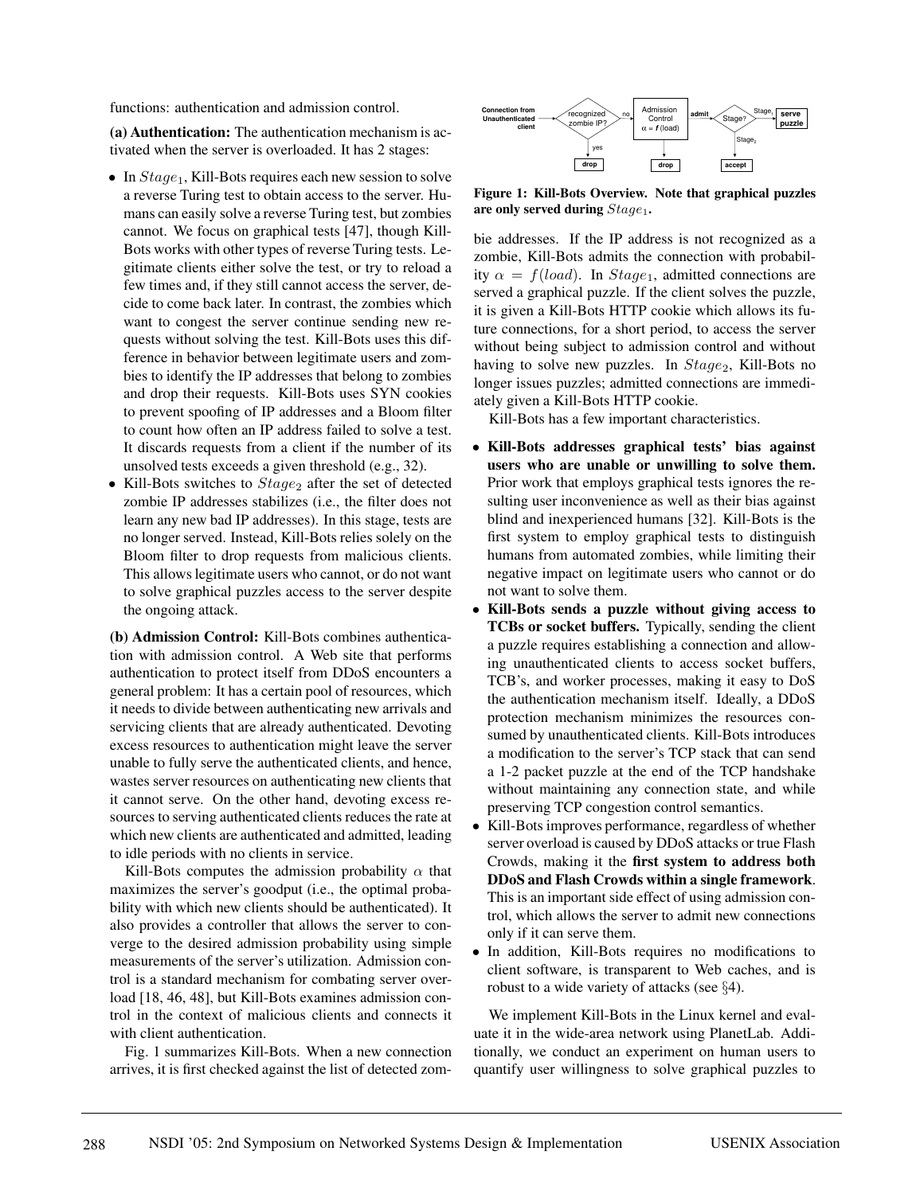functions: authentication and admission control.

**(a) Authentication:** The authentication mechanism is activated when the server is overloaded. It has 2 stages:

- In $Stage_1$, Kill-Bots requires each new session to solve a reverse Turing test to obtain access to the server. Humans can easily solve a reverse Turing test, but zombies cannot. We focus on graphical tests [47], though Kill-Bots works with other types of reverse Turing tests. Legitimate clients either solve the test, or try to reload a few times and, if they still cannot access the server, decide to come back later. In contrast, the zombies which want to congest the server continue sending new requests without solving the test. Kill-Bots uses this difference in behavior between legitimate users and zombies to identify the IP addresses that belong to zombies and drop their requests. Kill-Bots uses SYN cookies to prevent spoofing of IP addresses and a Bloom filter to count how often an IP address failed to solve a test. It discards requests from a client if the number of its unsolved tests exceeds a given threshold (e.g., 32).
- Kill-Bots switches to $Stage_2$ after the set of detected zombie IP addresses stabilizes (i.e., the filter does not learn any new bad IP addresses). In this stage, tests are no longer served. Instead, Kill-Bots relies solely on the Bloom filter to drop requests from malicious clients. This allows legitimate users who cannot, or do not want to solve graphical puzzles access to the server despite the ongoing attack.

**(b) Admission Control:** Kill-Bots combines authentication with admission control. A Web site that performs authentication to protect itself from DDoS encounters a general problem: It has a certain pool of resources, which it needs to divide between authenticating new arrivals and servicing clients that are already authenticated. Devoting excess resources to authentication might leave the server unable to fully serve the authenticated clients, and hence, wastes server resources on authenticating new clients that it cannot serve. On the other hand, devoting excess resources to serving authenticated clients reduces the rate at which new clients are authenticated and admitted, leading to idle periods with no clients in service.

Kill-Bots computes the admission probability $\alpha$ that maximizes the server's goodput (i.e., the optimal probability with which new clients should be authenticated). It also provides a controller that allows the server to converge to the desired admission probability using simple measurements of the server's utilization. Admission control is a standard mechanism for combating server overload [18, 46, 48], but Kill-Bots examines admission control in the context of malicious clients and connects it with client authentication.

Fig. 1 summarizes Kill-Bots. When a new connection arrives, it is first checked against the list of detected zombie addresses. If the IP address is not recognized as a zombie, Kill-Bots admits the connection with probability $\alpha = f(load)$. In $Stage_1$, admitted connections are served a graphical puzzle. If the client solves the puzzle, it is given a Kill-Bots HTTP cookie which allows its future connections, for a short period, to access the server without being subject to admission control and without having to solve new puzzles. In $Stage_2$, Kill-Bots no longer issues puzzles; admitted connections are immediately given a Kill-Bots HTTP cookie.

Connection from Unauthenticated client
recognized zombie IP?
yes
no
drop
Admission Control
$\alpha = f$ (load)
drop
admit
Stage?
$Stage_1$
serve puzzle
$Stage_2$
accept

**Figure 1: Kill-Bots Overview. Note that graphical puzzles are only served during $Stage_1$.**

Kill-Bots has a few important characteristics.

- **Kill-Bots addresses graphical tests' bias against users who are unable or unwilling to solve them.** Prior work that employs graphical tests ignores the resulting user inconvenience as well as their bias against blind and inexperienced humans [32]. Kill-Bots is the first system to employ graphical tests to distinguish humans from automated zombies, while limiting their negative impact on legitimate users who cannot or do not want to solve them.
- **Kill-Bots sends a puzzle without giving access to TCBs or socket buffers.** Typically, sending the client a puzzle requires establishing a connection and allowing unauthenticated clients to access socket buffers, TCB's, and worker processes, making it easy to DoS the authentication mechanism itself. Ideally, a DDoS protection mechanism minimizes the resources consumed by unauthenticated clients. Kill-Bots introduces a modification to the server's TCP stack that can send a 1-2 packet puzzle at the end of the TCP handshake without maintaining any connection state, and while preserving TCP congestion control semantics.
- Kill-Bots improves performance, regardless of whether server overload is caused by DDoS attacks or true Flash Crowds, making it the **first system to address both DDoS and Flash Crowds within a single framework**. This is an important side effect of using admission control, which allows the server to admit new connections only if it can serve them.
- In addition, Kill-Bots requires no modifications to client software, is transparent to Web caches, and is robust to a wide variety of attacks (see §4).

We implement Kill-Bots in the Linux kernel and evaluate it in the wide-area network using PlanetLab. Additionally, we conduct an experiment on human users to quantify user willingness to solve graphical puzzles to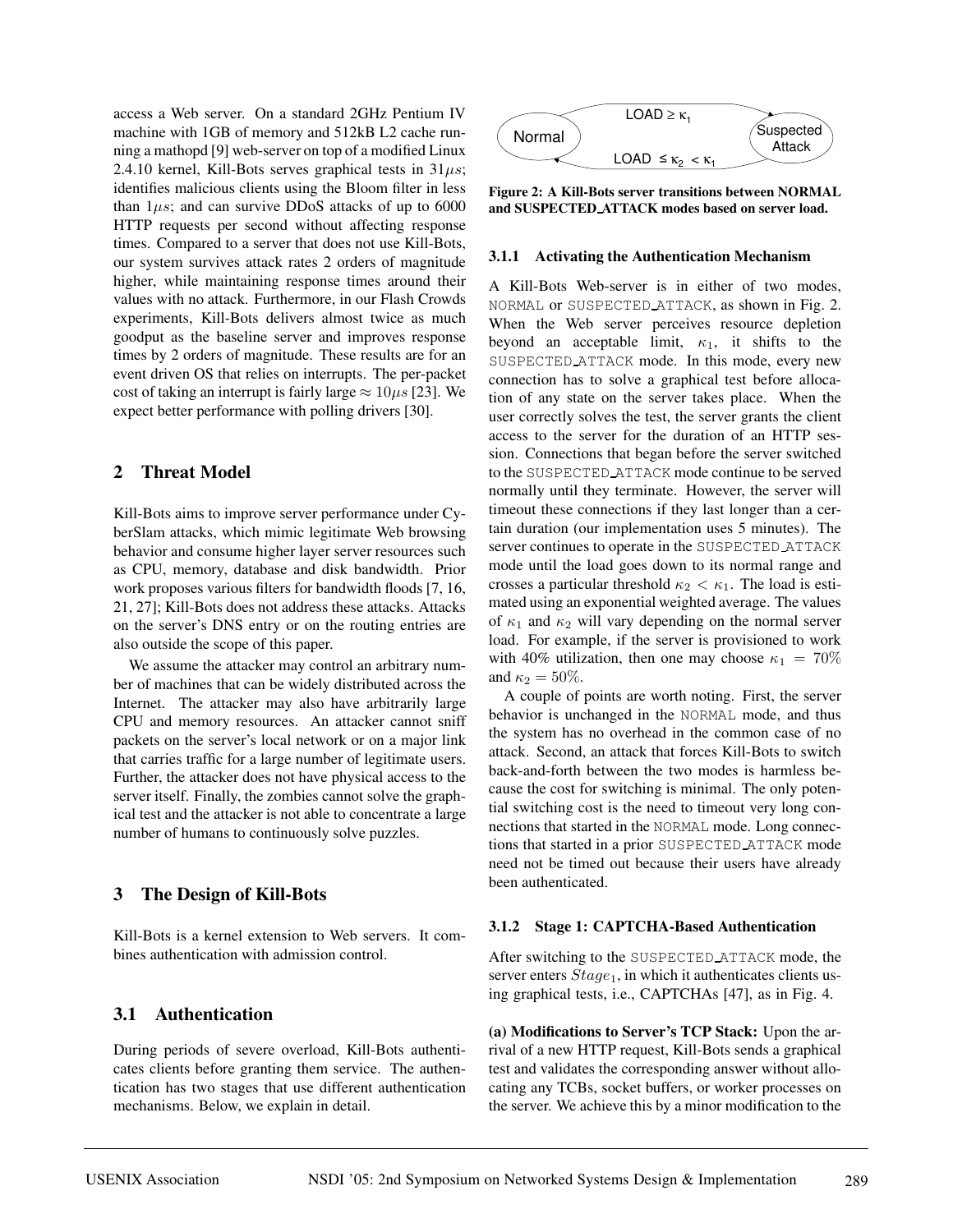access a Web server. On a standard 2GHz Pentium IV machine with 1GB of memory and 512kB L2 cache running a mathopd [9] web-server on top of a modified Linux 2.4.10 kernel, Kill-Bots serves graphical tests in $31\mu s$; identifies malicious clients using the Bloom filter in less than $1\mu s$; and can survive DDoS attacks of up to 6000 HTTP requests per second without affecting response times. Compared to a server that does not use Kill-Bots, our system survives attack rates 2 orders of magnitude higher, while maintaining response times around their values with no attack. Furthermore, in our Flash Crowds experiments, Kill-Bots delivers almost twice as much goodput as the baseline server and improves response times by 2 orders of magnitude. These results are for an event driven OS that relies on interrupts. The per-packet cost of taking an interrupt is fairly large $\approx 10\mu s$ [23]. We expect better performance with polling drivers [30].

## 2 Threat Model

Kill-Bots aims to improve server performance under CyberSlam attacks, which mimic legitimate Web browsing behavior and consume higher layer server resources such as CPU, memory, database and disk bandwidth. Prior work proposes various filters for bandwidth floods [7, 16, 21, 27]; Kill-Bots does not address these attacks. Attacks on the server's DNS entry or on the routing entries are also outside the scope of this paper.

We assume the attacker may control an arbitrary number of machines that can be widely distributed across the Internet. The attacker may also have arbitrarily large CPU and memory resources. An attacker cannot sniff packets on the server's local network or on a major link that carries traffic for a large number of legitimate users. Further, the attacker does not have physical access to the server itself. Finally, the zombies cannot solve the graphical test and the attacker is not able to concentrate a large number of humans to continuously solve puzzles.

## 3 The Design of Kill-Bots

Kill-Bots is a kernel extension to Web servers. It combines authentication with admission control.

### 3.1 Authentication

During periods of severe overload, Kill-Bots authenticates clients before granting them service. The authentication has two stages that use different authentication mechanisms. Below, we explain in detail.

Normal

Suspected Attack

LOAD $\geq \kappa_1$

LOAD $\leq \kappa_2 < \kappa_1$

**Figure 2: A Kill-Bots server transitions between NORMAL and SUSPECTED_ATTACK modes based on server load.**

#### 3.1.1 Activating the Authentication Mechanism

A Kill-Bots Web-server is in either of two modes, NORMAL or SUSPECTED_ATTACK, as shown in Fig. 2. When the Web server perceives resource depletion beyond an acceptable limit, $\kappa_1$, it shifts to the SUSPECTED_ATTACK mode. In this mode, every new connection has to solve a graphical test before allocation of any state on the server takes place. When the user correctly solves the test, the server grants the client access to the server for the duration of an HTTP session. Connections that began before the server switched to the SUSPECTED_ATTACK mode continue to be served normally until they terminate. However, the server will timeout these connections if they last longer than a certain duration (our implementation uses 5 minutes). The server continues to operate in the SUSPECTED_ATTACK mode until the load goes down to its normal range and crosses a particular threshold $\kappa_2 < \kappa_1$. The load is estimated using an exponential weighted average. The values of $\kappa_1$ and $\kappa_2$ will vary depending on the normal server load. For example, if the server is provisioned to work with 40% utilization, then one may choose $\kappa_1 = 70\%$ and $\kappa_2 = 50\%$.

A couple of points are worth noting. First, the server behavior is unchanged in the NORMAL mode, and thus the system has no overhead in the common case of no attack. Second, an attack that forces Kill-Bots to switch back-and-forth between the two modes is harmless because the cost for switching is minimal. The only potential switching cost is the need to timeout very long connections that started in the NORMAL mode. Long connections that started in a prior SUSPECTED_ATTACK mode need not be timed out because their users have already been authenticated.

#### 3.1.2 Stage 1: CAPTCHA-Based Authentication

After switching to the SUSPECTED_ATTACK mode, the server enters $Stage_1$, in which it authenticates clients using graphical tests, i.e., CAPTCHAs [47], as in Fig. 4.

**(a) Modifications to Server's TCP Stack:** Upon the arrival of a new HTTP request, Kill-Bots sends a graphical test and validates the corresponding answer without allocating any TCBs, socket buffers, or worker processes on the server. We achieve this by a minor modification to the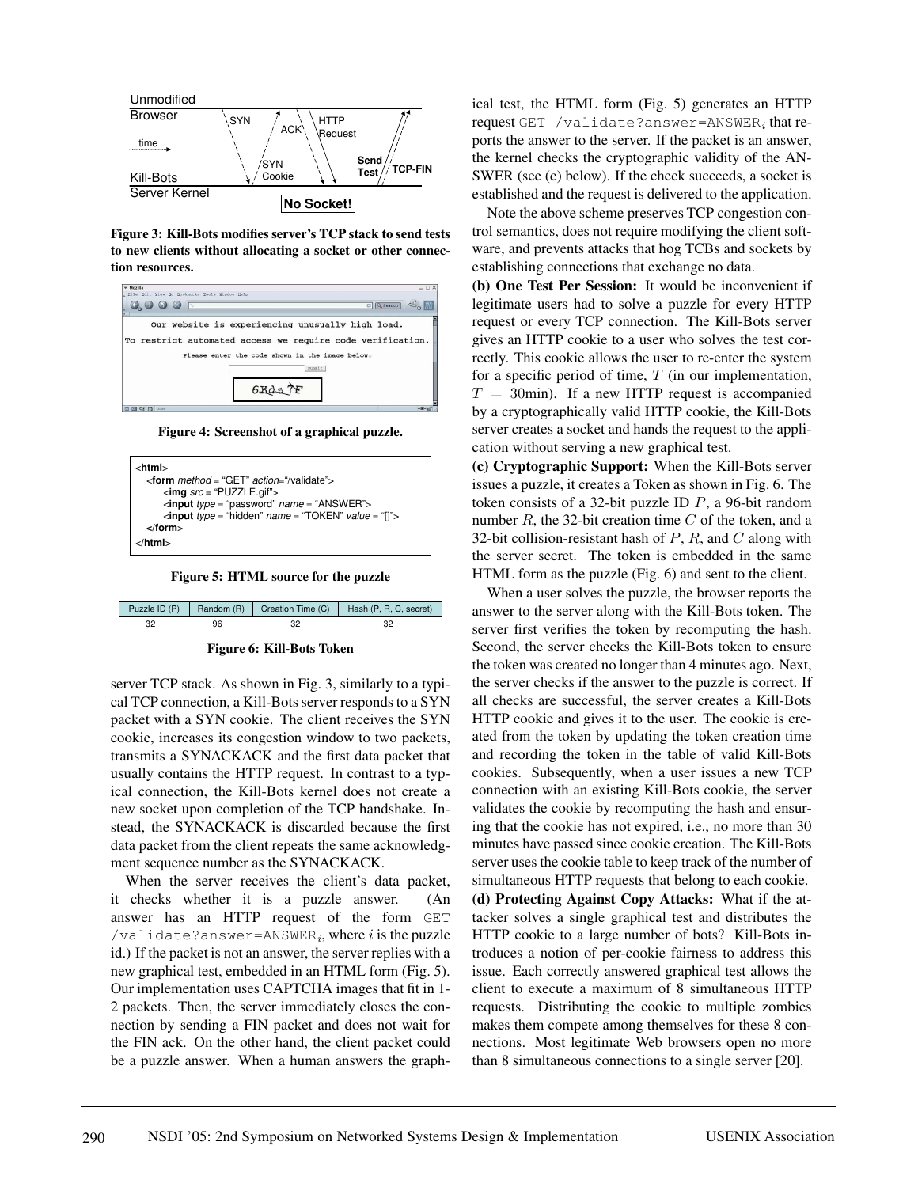Unmodified
Browser
time
SYN
ACK
HTTP
Request
Kill-Bots
Server Kernel
SYN
Cookie
Send
Test
TCP-FIN
No Socket!

**Figure 3: Kill-Bots modifies server's TCP stack to send tests to new clients without allocating a socket or other connection resources.**

Our website is experiencing unusually high load.
To restrict automated access we require code verification.
Please enter the code shown in the image below:

**Figure 4: Screenshot of a graphical puzzle.**

```
<html>
  <form method = "GET" action="/validate">
    <img src = "PUZZLE.gif">
    <input type = "password" name = "ANSWER">
    <input type = "hidden" name = "TOKEN" value = "[]">
  </form>
</html>
```

**Figure 5: HTML source for the puzzle**

| Puzzle ID (P) | Random (R) | Creation Time (C) | Hash (P, R, C, secret) |
|---|---|---|---|
| 32 | 96 | 32 | 32 |

**Figure 6: Kill-Bots Token**

server TCP stack. As shown in Fig. 3, similarly to a typical TCP connection, a Kill-Bots server responds to a SYN packet with a SYN cookie. The client receives the SYN cookie, increases its congestion window to two packets, transmits a SYNACKACK and the first data packet that usually contains the HTTP request. In contrast to a typical connection, the Kill-Bots kernel does not create a new socket upon completion of the TCP handshake. Instead, the SYNACKACK is discarded because the first data packet from the client repeats the same acknowledgment sequence number as the SYNACKACK.

When the server receives the client's data packet, it checks whether it is a puzzle answer. (An answer has an HTTP request of the form `GET /validate?answer=ANSWER`$_i$, where $i$ is the puzzle id.) If the packet is not an answer, the server replies with a new graphical test, embedded in an HTML form (Fig. 5). Our implementation uses CAPTCHA images that fit in 1-2 packets. Then, the server immediately closes the connection by sending a FIN packet and does not wait for the FIN ack. On the other hand, the client packet could be a puzzle answer. When a human answers the graphical test, the HTML form (Fig. 5) generates an HTTP request `GET /validate?answer=ANSWER`$_i$ that reports the answer to the server. If the packet is an answer, the kernel checks the cryptographic validity of the ANSWER (see (c) below). If the check succeeds, a socket is established and the request is delivered to the application.

Note the above scheme preserves TCP congestion control semantics, does not require modifying the client software, and prevents attacks that hog TCBs and sockets by establishing connections that exchange no data.

**(b) One Test Per Session:** It would be inconvenient if legitimate users had to solve a puzzle for every HTTP request or every TCP connection. The Kill-Bots server gives an HTTP cookie to a user who solves the test correctly. This cookie allows the user to re-enter the system for a specific period of time, $T$ (in our implementation, $T$ = 30min). If a new HTTP request is accompanied by a cryptographically valid HTTP cookie, the Kill-Bots server creates a socket and hands the request to the application without serving a new graphical test.

**(c) Cryptographic Support:** When the Kill-Bots server issues a puzzle, it creates a Token as shown in Fig. 6. The token consists of a 32-bit puzzle ID $P$, a 96-bit random number $R$, the 32-bit creation time $C$ of the token, and a 32-bit collision-resistant hash of $P$, $R$, and $C$ along with the server secret. The token is embedded in the same HTML form as the puzzle (Fig. 6) and sent to the client.

When a user solves the puzzle, the browser reports the answer to the server along with the Kill-Bots token. The server first verifies the token by recomputing the hash. Second, the server checks the Kill-Bots token to ensure the token was created no longer than 4 minutes ago. Next, the server checks if the answer to the puzzle is correct. If all checks are successful, the server creates a Kill-Bots HTTP cookie and gives it to the user. The cookie is created from the token by updating the token creation time and recording the token in the table of valid Kill-Bots cookies. Subsequently, when a user issues a new TCP connection with an existing Kill-Bots cookie, the server validates the cookie by recomputing the hash and ensuring that the cookie has not expired, i.e., no more than 30 minutes have passed since cookie creation. The Kill-Bots server uses the cookie table to keep track of the number of simultaneous HTTP requests that belong to each cookie.

**(d) Protecting Against Copy Attacks:** What if the attacker solves a single graphical test and distributes the HTTP cookie to a large number of bots? Kill-Bots introduces a notion of per-cookie fairness to address this issue. Each correctly answered graphical test allows the client to execute a maximum of 8 simultaneous HTTP requests. Distributing the cookie to multiple zombies makes them compete among themselves for these 8 connections. Most legitimate Web browsers open no more than 8 simultaneous connections to a single server [20].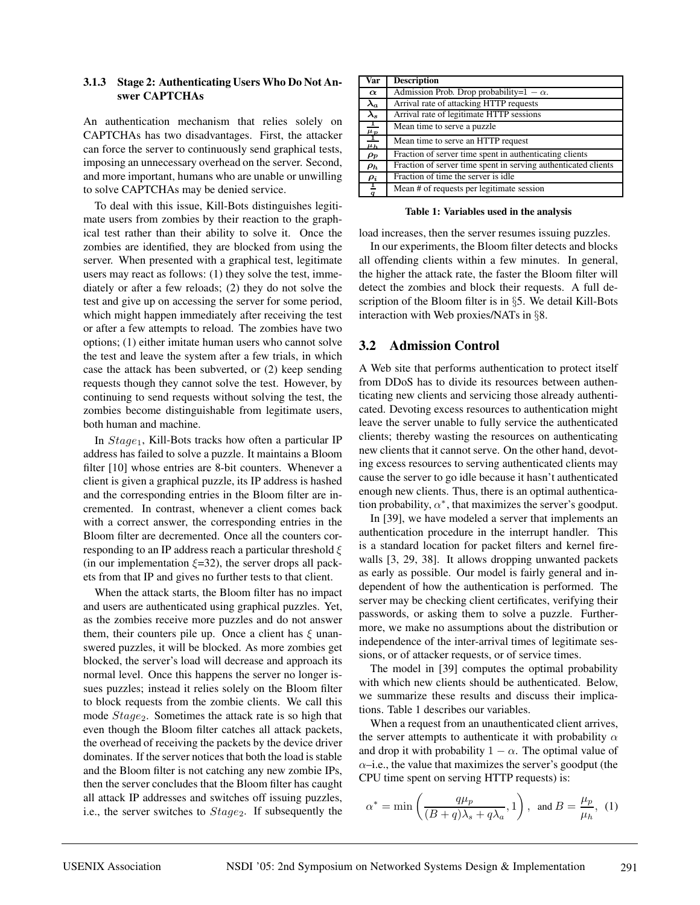#### 3.1.3 Stage 2: Authenticating Users Who Do Not Answer CAPTCHAs

An authentication mechanism that relies solely on CAPTCHAs has two disadvantages. First, the attacker can force the server to continuously send graphical tests, imposing an unnecessary overhead on the server. Second, and more important, humans who are unable or unwilling to solve CAPTCHAs may be denied service.

To deal with this issue, Kill-Bots distinguishes legitimate users from zombies by their reaction to the graphical test rather than their ability to solve it. Once the zombies are identified, they are blocked from using the server. When presented with a graphical test, legitimate users may react as follows: (1) they solve the test, immediately or after a few reloads; (2) they do not solve the test and give up on accessing the server for some period, which might happen immediately after receiving the test or after a few attempts to reload. The zombies have two options; (1) either imitate human users who cannot solve the test and leave the system after a few trials, in which case the attack has been subverted, or (2) keep sending requests though they cannot solve the test. However, by continuing to send requests without solving the test, the zombies become distinguishable from legitimate users, both human and machine.

In $Stage_1$, Kill-Bots tracks how often a particular IP address has failed to solve a puzzle. It maintains a Bloom filter [10] whose entries are 8-bit counters. Whenever a client is given a graphical puzzle, its IP address is hashed and the corresponding entries in the Bloom filter are incremented. In contrast, whenever a client comes back with a correct answer, the corresponding entries in the Bloom filter are decremented. Once all the counters corresponding to an IP address reach a particular threshold $\xi$ (in our implementation $\xi$=32), the server drops all packets from that IP and gives no further tests to that client.

When the attack starts, the Bloom filter has no impact and users are authenticated using graphical puzzles. Yet, as the zombies receive more puzzles and do not answer them, their counters pile up. Once a client has $\xi$ unanswered puzzles, it will be blocked. As more zombies get blocked, the server's load will decrease and approach its normal level. Once this happens the server no longer issues puzzles; instead it relies solely on the Bloom filter to block requests from the zombie clients. We call this mode $Stage_2$. Sometimes the attack rate is so high that even though the Bloom filter catches all attack packets, the overhead of receiving the packets by the device driver dominates. If the server notices that both the load is stable and the Bloom filter is not catching any new zombie IPs, then the server concludes that the Bloom filter has caught all attack IP addresses and switches off issuing puzzles, i.e., the server switches to $Stage_2$. If subsequently the load increases, then the server resumes issuing puzzles.

| Var | Description |
|---|---|
| $\alpha$ | Admission Prob. Drop probability=$1-\alpha$. |
| $\lambda_a$ | Arrival rate of attacking HTTP requests |
| $\lambda_s$ | Arrival rate of legitimate HTTP sessions |
| $\frac{1}{\mu_p}$ | Mean time to serve a puzzle |
| $\frac{1}{\mu_h}$ | Mean time to serve an HTTP request |
| $\rho_p$ | Fraction of server time spent in authenticating clients |
| $\rho_h$ | Fraction of server time spent in serving authenticated clients |
| $\rho_i$ | Fraction of time the server is idle |
| $\frac{1}{q}$ | Mean # of requests per legitimate session |

**Table 1: Variables used in the analysis**

In our experiments, the Bloom filter detects and blocks all offending clients within a few minutes. In general, the higher the attack rate, the faster the Bloom filter will detect the zombies and block their requests. A full description of the Bloom filter is in §5. We detail Kill-Bots interaction with Web proxies/NATs in §8.

## 3.2 Admission Control

A Web site that performs authentication to protect itself from DDoS has to divide its resources between authenticating new clients and servicing those already authenticated. Devoting excess resources to authentication might leave the server unable to fully service the authenticated clients; thereby wasting the resources on authenticating new clients that it cannot serve. On the other hand, devoting excess resources to serving authenticated clients may cause the server to go idle because it hasn't authenticated enough new clients. Thus, there is an optimal authentication probability, $\alpha^*$, that maximizes the server's goodput.

In [39], we have modeled a server that implements an authentication procedure in the interrupt handler. This is a standard location for packet filters and kernel firewalls [3, 29, 38]. It allows dropping unwanted packets as early as possible. Our model is fairly general and independent of how the authentication is performed. The server may be checking client certificates, verifying their passwords, or asking them to solve a puzzle. Furthermore, we make no assumptions about the distribution or independence of the inter-arrival times of legitimate sessions, or of attacker requests, or of service times.

The model in [39] computes the optimal probability with which new clients should be authenticated. Below, we summarize these results and discuss their implications. Table 1 describes our variables.

When a request from an unauthenticated client arrives, the server attempts to authenticate it with probability $\alpha$ and drop it with probability $1-\alpha$. The optimal value of $\alpha$–i.e., the value that maximizes the server's goodput (the CPU time spent on serving HTTP requests) is:

$$\alpha^* = \min\left(\frac{q\mu_p}{(B+q)\lambda_s + q\lambda_a}, 1\right), \text{ and } B = \frac{\mu_p}{\mu_h}, \quad (1)$$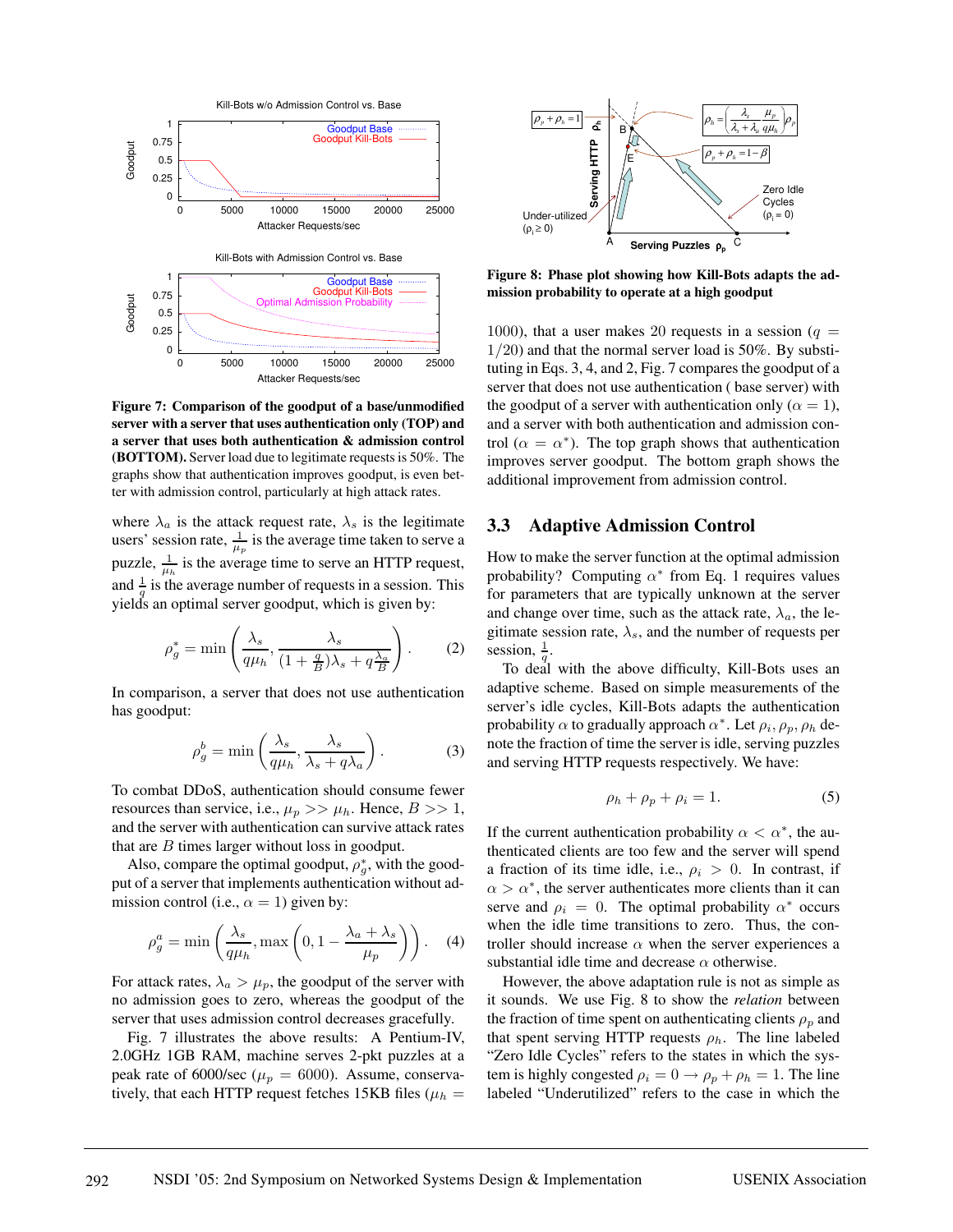Kill-Bots w/o Admission Control vs. Base

Goodput

1
0.75
0.5
0.25
0

0 5000 10000 15000 20000 25000

Attacker Requests/sec

Goodput Base
Goodput Kill-Bots

Kill-Bots with Admission Control vs. Base

Goodput

1
0.75
0.5
0.25
0

0 5000 10000 15000 20000 25000

Attacker Requests/sec

Goodput Base
Goodput Kill-Bots
Optimal Admission Probability

**Figure 7: Comparison of the goodput of a base/unmodified server with a server that uses authentication only (TOP) and a server that uses both authentication & admission control (BOTTOM).** Server load due to legitimate requests is 50%. The graphs show that authentication improves goodput, is even better with admission control, particularly at high attack rates.

where $\lambda_a$ is the attack request rate, $\lambda_s$ is the legitimate users' session rate, $\frac{1}{\mu_p}$ is the average time taken to serve a puzzle, $\frac{1}{\mu_h}$ is the average time to serve an HTTP request, and $\frac{1}{q}$ is the average number of requests in a session. This yields an optimal server goodput, which is given by:

$$\rho_g^* = \min\left(\frac{\lambda_s}{q\mu_h}, \frac{\lambda_s}{(1+\frac{q}{B})\lambda_s + q\frac{\lambda_a}{B}}\right). \quad (2)$$

In comparison, a server that does not use authentication has goodput:

$$\rho_g^b = \min\left(\frac{\lambda_s}{q\mu_h}, \frac{\lambda_s}{\lambda_s + q\lambda_a}\right). \quad (3)$$

To combat DDoS, authentication should consume fewer resources than service, i.e., $\mu_p >> \mu_h$. Hence, $B >> 1$, and the server with authentication can survive attack rates that are $B$ times larger without loss in goodput.

Also, compare the optimal goodput, $\rho_g^*$, with the goodput of a server that implements authentication without admission control (i.e., $\alpha = 1$) given by:

$$\rho_g^a = \min\left(\frac{\lambda_s}{q\mu_h}, \max\left(0, 1 - \frac{\lambda_a + \lambda_s}{\mu_p}\right)\right). \quad (4)$$

For attack rates, $\lambda_a > \mu_p$, the goodput of the server with no admission goes to zero, whereas the goodput of the server that uses admission control decreases gracefully.

Fig. 7 illustrates the above results: A Pentium-IV, 2.0GHz 1GB RAM, machine serves 2-pkt puzzles at a peak rate of 6000/sec ($\mu_p = 6000$). Assume, conservatively, that each HTTP request fetches 15KB files ($\mu_h =$ 1000), that a user makes 20 requests in a session ($q = 1/20$) and that the normal server load is 50%. By substituting in Eqs. 3, 4, and 2, Fig. 7 compares the goodput of a server that does not use authentication ( base server) with the goodput of a server with authentication only ($\alpha = 1$), and a server with both authentication and admission control ($\alpha = \alpha^*$). The top graph shows that authentication improves server goodput. The bottom graph shows the additional improvement from admission control.

$\rho_p + \rho_h = 1$

$\rho_h = \left(\frac{\lambda_s}{\lambda_s + \lambda_a}\frac{\mu_p}{q\mu_h}\right)\rho_p$

$\rho_p + \rho_h = 1 - \beta$

Serving HTTP $\rho_h$

Serving Puzzles $\rho_p$

B E A C

Under-utilized ($\rho_i \geq 0$)

Zero Idle Cycles ($\rho_i = 0$)

**Figure 8: Phase plot showing how Kill-Bots adapts the admission probability to operate at a high goodput**

## 3.3 Adaptive Admission Control

How to make the server function at the optimal admission probability? Computing $\alpha^*$ from Eq. 1 requires values for parameters that are typically unknown at the server and change over time, such as the attack rate, $\lambda_a$, the legitimate session rate, $\lambda_s$, and the number of requests per session, $\frac{1}{q}$.

To deal with the above difficulty, Kill-Bots uses an adaptive scheme. Based on simple measurements of the server's idle cycles, Kill-Bots adapts the authentication probability $\alpha$ to gradually approach $\alpha^*$. Let $\rho_i, \rho_p, \rho_h$ denote the fraction of time the server is idle, serving puzzles and serving HTTP requests respectively. We have:

$$\rho_h + \rho_p + \rho_i = 1. \quad (5)$$

If the current authentication probability $\alpha < \alpha^*$, the authenticated clients are too few and the server will spend a fraction of its time idle, i.e., $\rho_i > 0$. In contrast, if $\alpha > \alpha^*$, the server authenticates more clients than it can serve and $\rho_i = 0$. The optimal probability $\alpha^*$ occurs when the idle time transitions to zero. Thus, the controller should increase $\alpha$ when the server experiences a substantial idle time and decrease $\alpha$ otherwise.

However, the above adaptation rule is not as simple as it sounds. We use Fig. 8 to show the *relation* between the fraction of time spent on authenticating clients $\rho_p$ and that spent serving HTTP requests $\rho_h$. The line labeled "Zero Idle Cycles" refers to the states in which the system is highly congested $\rho_i = 0 \rightarrow \rho_p + \rho_h = 1$. The line labeled "Underutilized" refers to the case in which the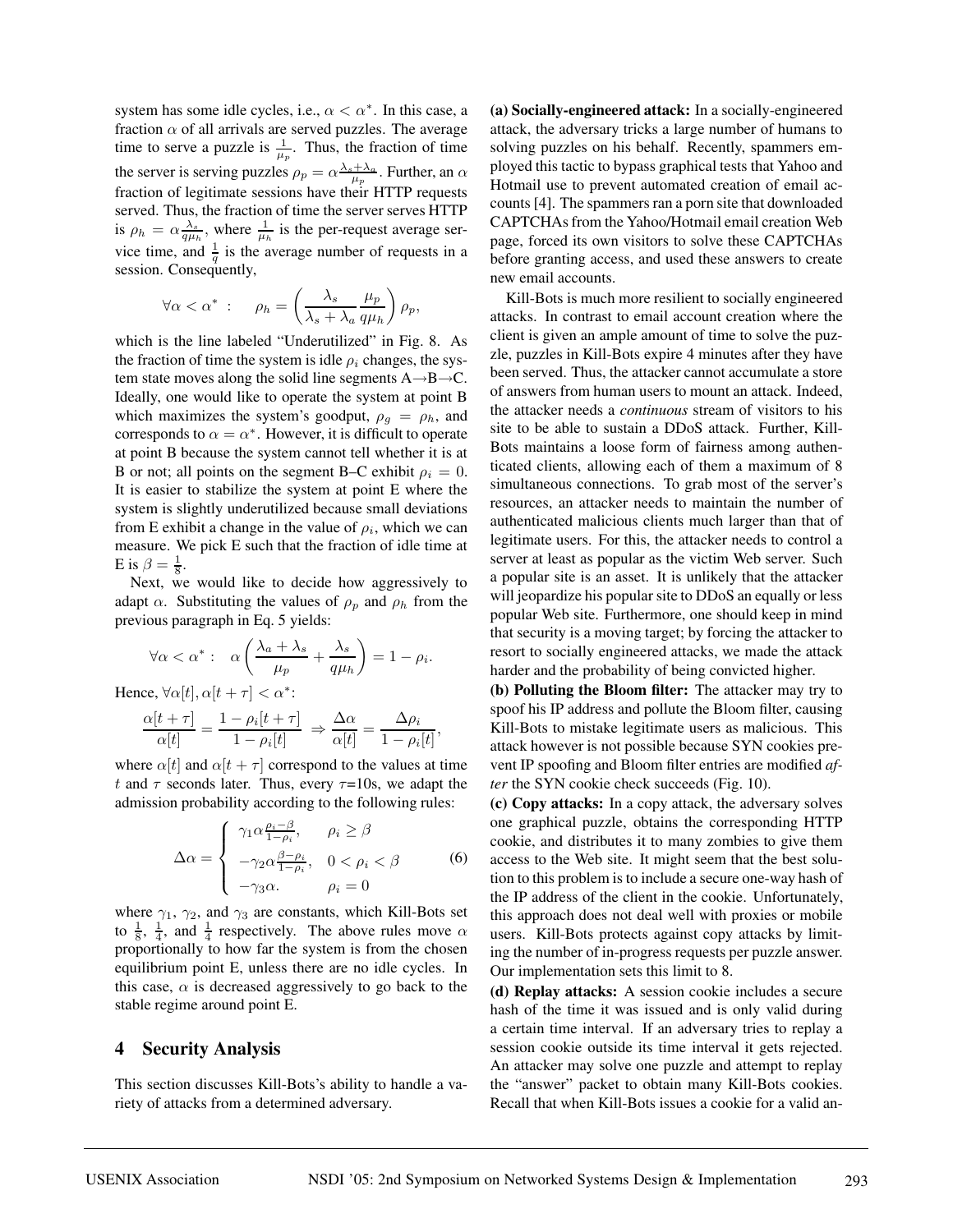system has some idle cycles, i.e., $\alpha < \alpha^*$. In this case, a fraction $\alpha$ of all arrivals are served puzzles. The average time to serve a puzzle is $\frac{1}{\mu_p}$. Thus, the fraction of time the server is serving puzzles $\rho_p = \alpha\frac{\lambda_s+\lambda_a}{\mu_p}$. Further, an $\alpha$ fraction of legitimate sessions have their HTTP requests served. Thus, the fraction of time the server serves HTTP is $\rho_h = \alpha\frac{\lambda_s}{q\mu_h}$, where $\frac{1}{\mu_h}$ is the per-request average service time, and $\frac{1}{q}$ is the average number of requests in a session. Consequently,

$$\forall \alpha < \alpha^* : \quad \rho_h = \left(\frac{\lambda_s}{\lambda_s + \lambda_a}\frac{\mu_p}{q\mu_h}\right)\rho_p,$$

which is the line labeled "Underutilized" in Fig. 8. As the fraction of time the system is idle $\rho_i$ changes, the system state moves along the solid line segments A→B→C. Ideally, one would like to operate the system at point B which maximizes the system's goodput, $\rho_g = \rho_h$, and corresponds to $\alpha = \alpha^*$. However, it is difficult to operate at point B because the system cannot tell whether it is at B or not; all points on the segment B–C exhibit $\rho_i = 0$. It is easier to stabilize the system at point E where the system is slightly underutilized because small deviations from E exhibit a change in the value of $\rho_i$, which we can measure. We pick E such that the fraction of idle time at E is $\beta = \frac{1}{8}$.

Next, we would like to decide how aggressively to adapt $\alpha$. Substituting the values of $\rho_p$ and $\rho_h$ from the previous paragraph in Eq. 5 yields:

$$\forall \alpha < \alpha^* : \quad \alpha\left(\frac{\lambda_a + \lambda_s}{\mu_p} + \frac{\lambda_s}{q\mu_h}\right) = 1 - \rho_i.$$

Hence, $\forall \alpha[t], \alpha[t+\tau] < \alpha^*$:

$$\frac{\alpha[t+\tau]}{\alpha[t]} = \frac{1-\rho_i[t+\tau]}{1-\rho_i[t]} \Rightarrow \frac{\Delta\alpha}{\alpha[t]} = \frac{\Delta\rho_i}{1-\rho_i[t]},$$

where $\alpha[t]$ and $\alpha[t+\tau]$ correspond to the values at time $t$ and $\tau$ seconds later. Thus, every $\tau$=10s, we adapt the admission probability according to the following rules:

$$\Delta\alpha = \begin{cases} \gamma_1\alpha\frac{\rho_i-\beta}{1-\rho_i}, & \rho_i \geq \beta \\ -\gamma_2\alpha\frac{\beta-\rho_i}{1-\rho_i}, & 0 < \rho_i < \beta \\ -\gamma_3\alpha. & \rho_i = 0 \end{cases} \tag{6}$$

where $\gamma_1$, $\gamma_2$, and $\gamma_3$ are constants, which Kill-Bots set to $\frac{1}{8}$, $\frac{1}{4}$, and $\frac{1}{4}$ respectively. The above rules move $\alpha$ proportionally to how far the system is from the chosen equilibrium point E, unless there are no idle cycles. In this case, $\alpha$ is decreased aggressively to go back to the stable regime around point E.

## 4 Security Analysis

This section discusses Kill-Bots's ability to handle a variety of attacks from a determined adversary.

**(a) Socially-engineered attack:** In a socially-engineered attack, the adversary tricks a large number of humans to solving puzzles on his behalf. Recently, spammers employed this tactic to bypass graphical tests that Yahoo and Hotmail use to prevent automated creation of email accounts [4]. The spammers ran a porn site that downloaded CAPTCHAs from the Yahoo/Hotmail email creation Web page, forced its own visitors to solve these CAPTCHAs before granting access, and used these answers to create new email accounts.

Kill-Bots is much more resilient to socially engineered attacks. In contrast to email account creation where the client is given an ample amount of time to solve the puzzle, puzzles in Kill-Bots expire 4 minutes after they have been served. Thus, the attacker cannot accumulate a store of answers from human users to mount an attack. Indeed, the attacker needs a *continuous* stream of visitors to his site to be able to sustain a DDoS attack. Further, Kill-Bots maintains a loose form of fairness among authenticated clients, allowing each of them a maximum of 8 simultaneous connections. To grab most of the server's resources, an attacker needs to maintain the number of authenticated malicious clients much larger than that of legitimate users. For this, the attacker needs to control a server at least as popular as the victim Web server. Such a popular site is an asset. It is unlikely that the attacker will jeopardize his popular site to DDoS an equally or less popular Web site. Furthermore, one should keep in mind that security is a moving target; by forcing the attacker to resort to socially engineered attacks, we made the attack harder and the probability of being convicted higher.

**(b) Polluting the Bloom filter:** The attacker may try to spoof his IP address and pollute the Bloom filter, causing Kill-Bots to mistake legitimate users as malicious. This attack however is not possible because SYN cookies prevent IP spoofing and Bloom filter entries are modified *after* the SYN cookie check succeeds (Fig. 10).

**(c) Copy attacks:** In a copy attack, the adversary solves one graphical puzzle, obtains the corresponding HTTP cookie, and distributes it to many zombies to give them access to the Web site. It might seem that the best solution to this problem is to include a secure one-way hash of the IP address of the client in the cookie. Unfortunately, this approach does not deal well with proxies or mobile users. Kill-Bots protects against copy attacks by limiting the number of in-progress requests per puzzle answer. Our implementation sets this limit to 8.

**(d) Replay attacks:** A session cookie includes a secure hash of the time it was issued and is only valid during a certain time interval. If an adversary tries to replay a session cookie outside its time interval it gets rejected. An attacker may solve one puzzle and attempt to replay the "answer" packet to obtain many Kill-Bots cookies. Recall that when Kill-Bots issues a cookie for a valid an-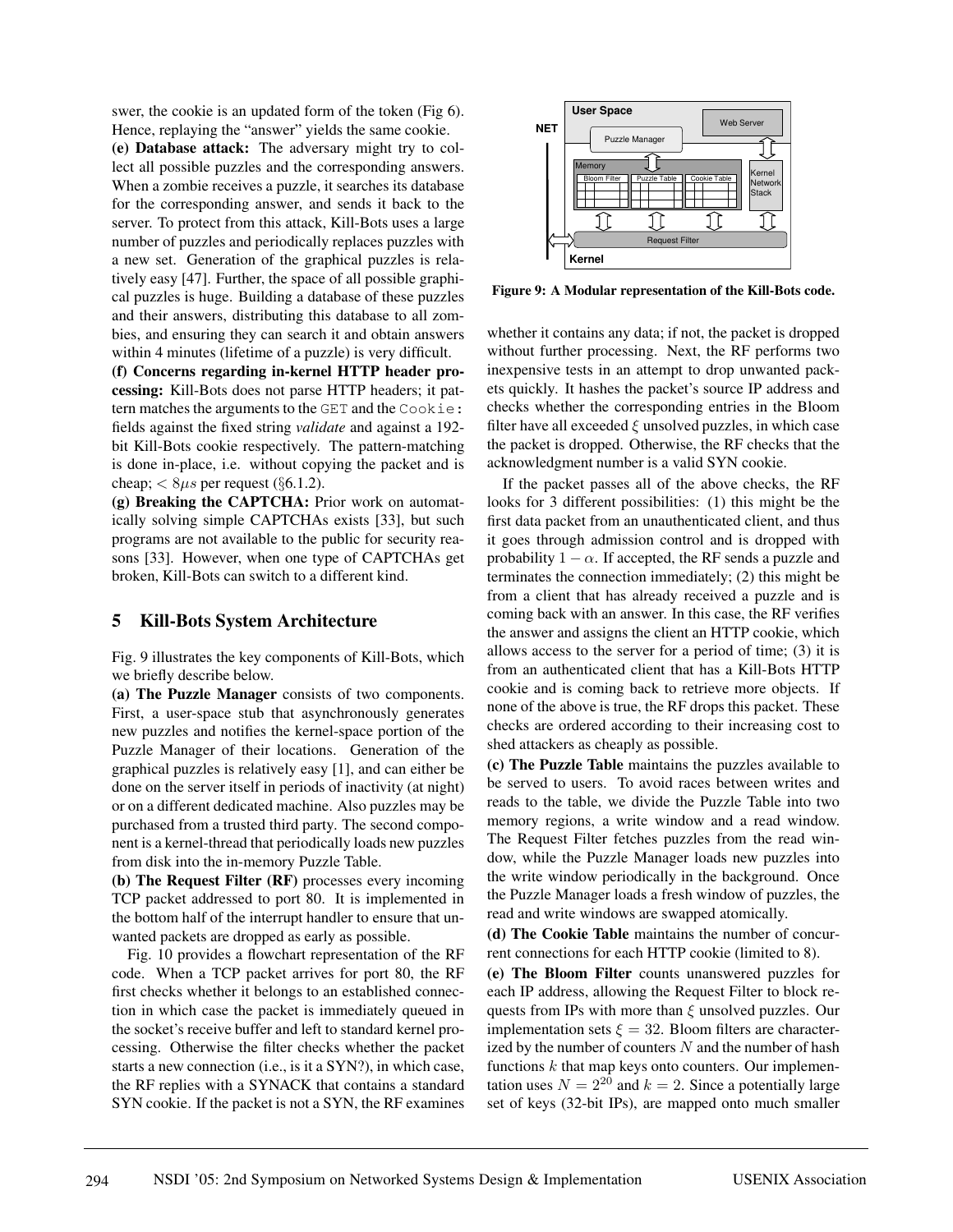swer, the cookie is an updated form of the token (Fig 6). Hence, replaying the "answer" yields the same cookie.

**(e) Database attack:** The adversary might try to collect all possible puzzles and the corresponding answers. When a zombie receives a puzzle, it searches its database for the corresponding answer, and sends it back to the server. To protect from this attack, Kill-Bots uses a large number of puzzles and periodically replaces puzzles with a new set. Generation of the graphical puzzles is relatively easy [47]. Further, the space of all possible graphical puzzles is huge. Building a database of these puzzles and their answers, distributing this database to all zombies, and ensuring they can search it and obtain answers within 4 minutes (lifetime of a puzzle) is very difficult.

**(f) Concerns regarding in-kernel HTTP header processing:** Kill-Bots does not parse HTTP headers; it pattern matches the arguments to the `GET` and the `Cookie:` fields against the fixed string *validate* and against a 192-bit Kill-Bots cookie respectively. The pattern-matching is done in-place, i.e. without copying the packet and is cheap; $< 8\mu s$ per request (§6.1.2).

**(g) Breaking the CAPTCHA:** Prior work on automatically solving simple CAPTCHAs exists [33], but such programs are not available to the public for security reasons [33]. However, when one type of CAPTCHAs get broken, Kill-Bots can switch to a different kind.

## 5 Kill-Bots System Architecture

Fig. 9 illustrates the key components of Kill-Bots, which we briefly describe below.

**(a) The Puzzle Manager** consists of two components. First, a user-space stub that asynchronously generates new puzzles and notifies the kernel-space portion of the Puzzle Manager of their locations. Generation of the graphical puzzles is relatively easy [1], and can either be done on the server itself in periods of inactivity (at night) or on a different dedicated machine. Also puzzles may be purchased from a trusted third party. The second component is a kernel-thread that periodically loads new puzzles from disk into the in-memory Puzzle Table.

**(b) The Request Filter (RF)** processes every incoming TCP packet addressed to port 80. It is implemented in the bottom half of the interrupt handler to ensure that unwanted packets are dropped as early as possible.

Fig. 10 provides a flowchart representation of the RF code. When a TCP packet arrives for port 80, the RF first checks whether it belongs to an established connection in which case the packet is immediately queued in the socket's receive buffer and left to standard kernel processing. Otherwise the filter checks whether the packet starts a new connection (i.e., is it a SYN?), in which case, the RF replies with a SYNACK that contains a standard SYN cookie. If the packet is not a SYN, the RF examines

User Space
NET
Web Server
Puzzle Manager
Memory
Bloom Filter
Puzzle Table
Cookie Table
Kernel Network Stack
Request Filter
Kernel

Figure 9: A Modular representation of the Kill-Bots code.

whether it contains any data; if not, the packet is dropped without further processing. Next, the RF performs two inexpensive tests in an attempt to drop unwanted packets quickly. It hashes the packet's source IP address and checks whether the corresponding entries in the Bloom filter have all exceeded $\xi$ unsolved puzzles, in which case the packet is dropped. Otherwise, the RF checks that the acknowledgment number is a valid SYN cookie.

If the packet passes all of the above checks, the RF looks for 3 different possibilities: (1) this might be the first data packet from an unauthenticated client, and thus it goes through admission control and is dropped with probability $1 - \alpha$. If accepted, the RF sends a puzzle and terminates the connection immediately; (2) this might be from a client that has already received a puzzle and is coming back with an answer. In this case, the RF verifies the answer and assigns the client an HTTP cookie, which allows access to the server for a period of time; (3) it is from an authenticated client that has a Kill-Bots HTTP cookie and is coming back to retrieve more objects. If none of the above is true, the RF drops this packet. These checks are ordered according to their increasing cost to shed attackers as cheaply as possible.

**(c) The Puzzle Table** maintains the puzzles available to be served to users. To avoid races between writes and reads to the table, we divide the Puzzle Table into two memory regions, a write window and a read window. The Request Filter fetches puzzles from the read window, while the Puzzle Manager loads new puzzles into the write window periodically in the background. Once the Puzzle Manager loads a fresh window of puzzles, the read and write windows are swapped atomically.

**(d) The Cookie Table** maintains the number of concurrent connections for each HTTP cookie (limited to 8).

**(e) The Bloom Filter** counts unanswered puzzles for each IP address, allowing the Request Filter to block requests from IPs with more than $\xi$ unsolved puzzles. Our implementation sets $\xi = 32$. Bloom filters are characterized by the number of counters $N$ and the number of hash functions $k$ that map keys onto counters. Our implementation uses $N = 2^{20}$ and $k = 2$. Since a potentially large set of keys (32-bit IPs), are mapped onto much smaller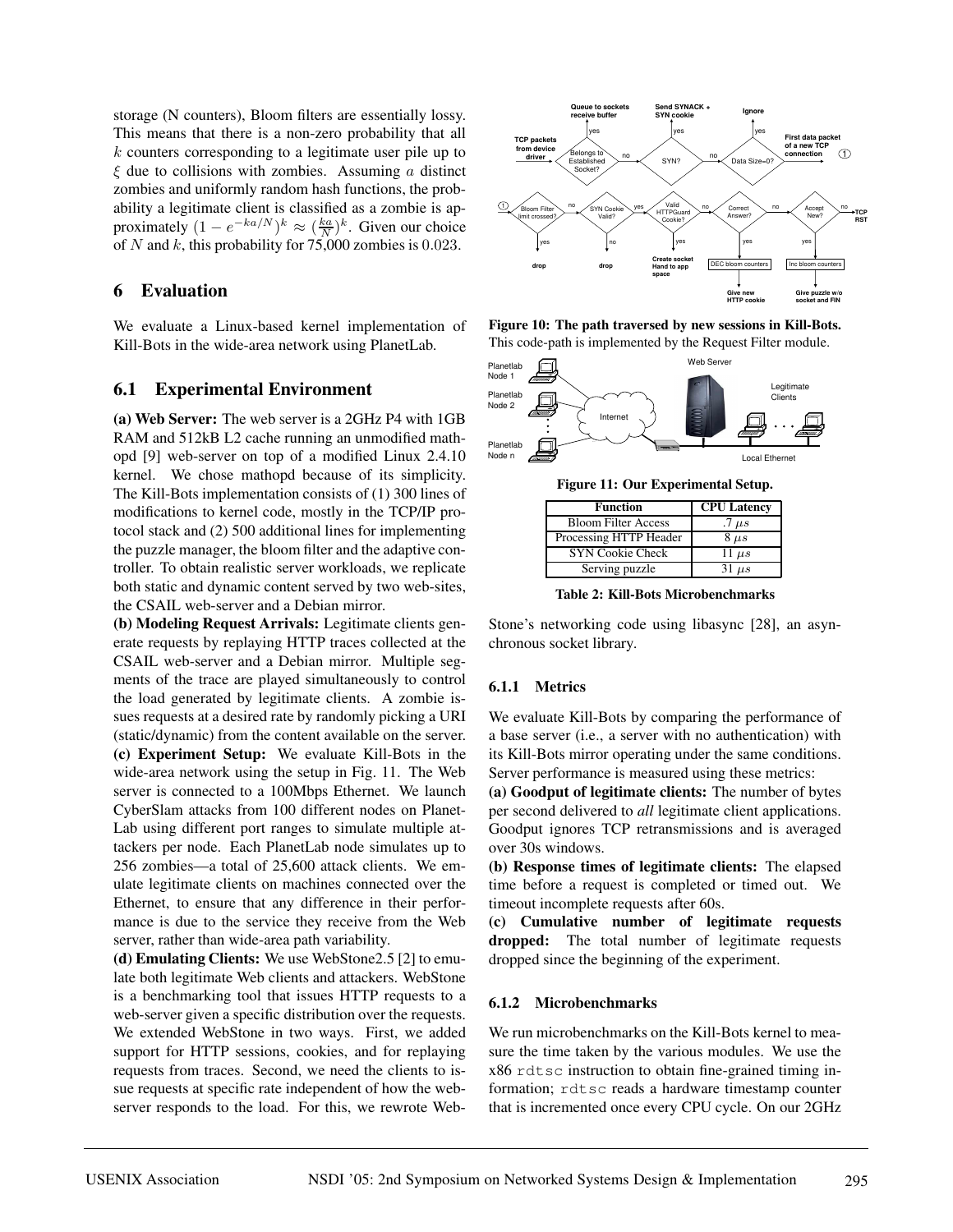storage (N counters), Bloom filters are essentially lossy. This means that there is a non-zero probability that all $k$ counters corresponding to a legitimate user pile up to $\xi$ due to collisions with zombies. Assuming $a$ distinct zombies and uniformly random hash functions, the probability a legitimate client is classified as a zombie is approximately $(1 - e^{-ka/N})^k \approx (\frac{ka}{N})^k$. Given our choice of $N$ and $k$, this probability for 75,000 zombies is 0.023.

# 6 Evaluation

We evaluate a Linux-based kernel implementation of Kill-Bots in the wide-area network using PlanetLab.

## 6.1 Experimental Environment

**(a) Web Server:** The web server is a 2GHz P4 with 1GB RAM and 512kB L2 cache running an unmodified mathopd [9] web-server on top of a modified Linux 2.4.10 kernel. We chose mathopd because of its simplicity. The Kill-Bots implementation consists of (1) 300 lines of modifications to kernel code, mostly in the TCP/IP protocol stack and (2) 500 additional lines for implementing the puzzle manager, the bloom filter and the adaptive controller. To obtain realistic server workloads, we replicate both static and dynamic content served by two web-sites, the CSAIL web-server and a Debian mirror.

**(b) Modeling Request Arrivals:** Legitimate clients generate requests by replaying HTTP traces collected at the CSAIL web-server and a Debian mirror. Multiple segments of the trace are played simultaneously to control the load generated by legitimate clients. A zombie issues requests at a desired rate by randomly picking a URI (static/dynamic) from the content available on the server.

**(c) Experiment Setup:** We evaluate Kill-Bots in the wide-area network using the setup in Fig. 11. The Web server is connected to a 100Mbps Ethernet. We launch CyberSlam attacks from 100 different nodes on PlanetLab using different port ranges to simulate multiple attackers per node. Each PlanetLab node simulates up to 256 zombies—a total of 25,600 attack clients. We emulate legitimate clients on machines connected over the Ethernet, to ensure that any difference in their performance is due to the service they receive from the Web server, rather than wide-area path variability.

**(d) Emulating Clients:** We use WebStone2.5 [2] to emulate both legitimate Web clients and attackers. WebStone is a benchmarking tool that issues HTTP requests to a web-server given a specific distribution over the requests. We extended WebStone in two ways. First, we added support for HTTP sessions, cookies, and for replaying requests from traces. Second, we need the clients to issue requests at specific rate independent of how the web-server responds to the load. For this, we rewrote WebStone's networking code using libasync [28], an asynchronous socket library.

Queue to sockets receive buffer
Send SYNACK + SYN cookie
Ignore
yes
yes
yes
TCP packets from device driver
Belongs to Established Socket?
no
SYN?
no
Data Size=0?
First data packet of a new TCP connection
1
1
Bloom Filter limit crossed?
no
SYN Cookie Valid?
yes
Valid HTTPGuard Cookie?
no
Correct Answer?
no
Accept New?
no
TCP RST
yes
no
yes
yes
yes
drop
drop
Create socket Hand to app space
DEC bloom counters
Inc bloom counters
Give new HTTP cookie
Give puzzle w/o socket and FIN

**Figure 10: The path traversed by new sessions in Kill-Bots.** This code-path is implemented by the Request Filter module.

Planetlab Node 1
Planetlab Node 2
Planetlab Node n
Internet
Web Server
Legitimate Clients
Local Ethernet

**Figure 11: Our Experimental Setup.**

| Function | CPU Latency |
| --- | --- |
| Bloom Filter Access | .7 $\mu s$ |
| Processing HTTP Header | 8 $\mu s$ |
| SYN Cookie Check | 11 $\mu s$ |
| Serving puzzle | 31 $\mu s$ |

**Table 2: Kill-Bots Microbenchmarks**

### 6.1.1 Metrics

We evaluate Kill-Bots by comparing the performance of a base server (i.e., a server with no authentication) with its Kill-Bots mirror operating under the same conditions. Server performance is measured using these metrics:

**(a) Goodput of legitimate clients:** The number of bytes per second delivered to *all* legitimate client applications. Goodput ignores TCP retransmissions and is averaged over 30s windows.

**(b) Response times of legitimate clients:** The elapsed time before a request is completed or timed out. We timeout incomplete requests after 60s.

**(c) Cumulative number of legitimate requests dropped:** The total number of legitimate requests dropped since the beginning of the experiment.

### 6.1.2 Microbenchmarks

We run microbenchmarks on the Kill-Bots kernel to measure the time taken by the various modules. We use the x86 `rdtsc` instruction to obtain fine-grained timing information; `rdtsc` reads a hardware timestamp counter that is incremented once every CPU cycle. On our 2GHz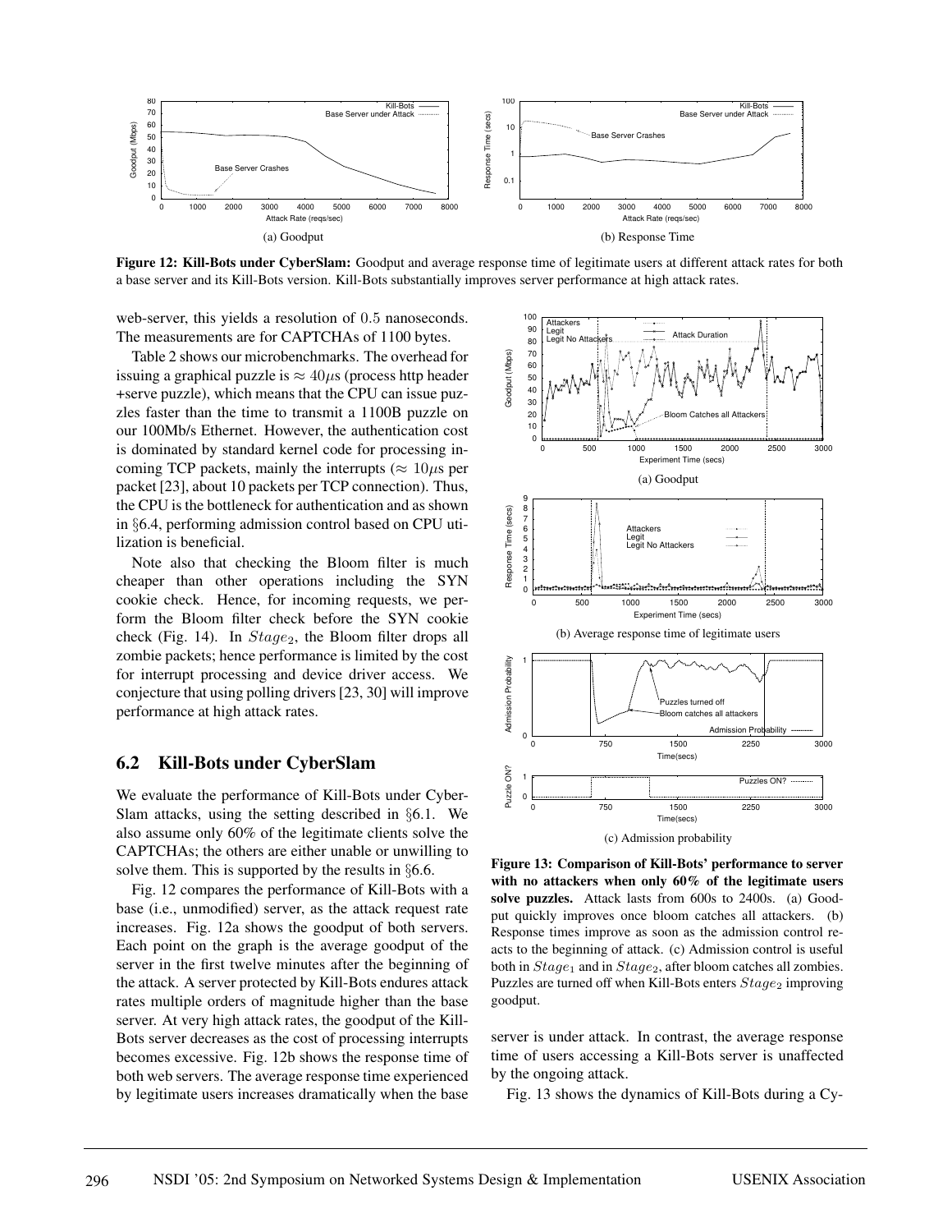80
70
60
50
40
30
20
10
0

Goodput (Mbps)

0 1000 2000 3000 4000 5000 6000 7000 8000

Attack Rate (reqs/sec)

Kill-Bots
Base Server under Attack
Base Server Crashes

(a) Goodput

100
10
1
0.1

Response Time (secs)

0 1000 2000 3000 4000 5000 6000 7000 8000

Attack Rate (reqs/sec)

Kill-Bots
Base Server under Attack
Base Server Crashes

(b) Response Time

**Figure 12: Kill-Bots under CyberSlam:** Goodput and average response time of legitimate users at different attack rates for both a base server and its Kill-Bots version. Kill-Bots substantially improves server performance at high attack rates.

web-server, this yields a resolution of 0.5 nanoseconds. The measurements are for CAPTCHAs of 1100 bytes.

Table 2 shows our microbenchmarks. The overhead for issuing a graphical puzzle is $\approx 40\mu$s (process http header +serve puzzle), which means that the CPU can issue puzzles faster than the time to transmit a 1100B puzzle on our 100Mb/s Ethernet. However, the authentication cost is dominated by standard kernel code for processing incoming TCP packets, mainly the interrupts ($\approx 10\mu$s per packet [23], about 10 packets per TCP connection). Thus, the CPU is the bottleneck for authentication and as shown in §6.4, performing admission control based on CPU utilization is beneficial.

Note also that checking the Bloom filter is much cheaper than other operations including the SYN cookie check. Hence, for incoming requests, we perform the Bloom filter check before the SYN cookie check (Fig. 14). In $Stage_2$, the Bloom filter drops all zombie packets; hence performance is limited by the cost for interrupt processing and device driver access. We conjecture that using polling drivers [23, 30] will improve performance at high attack rates.

## 6.2 Kill-Bots under CyberSlam

We evaluate the performance of Kill-Bots under CyberSlam attacks, using the setting described in §6.1. We also assume only 60% of the legitimate clients solve the CAPTCHAs; the others are either unable or unwilling to solve them. This is supported by the results in §6.6.

Fig. 12 compares the performance of Kill-Bots with a base (i.e., unmodified) server, as the attack request rate increases. Fig. 12a shows the goodput of both servers. Each point on the graph is the average goodput of the server in the first twelve minutes after the beginning of the attack. A server protected by Kill-Bots endures attack rates multiple orders of magnitude higher than the base server. At very high attack rates, the goodput of the Kill-Bots server decreases as the cost of processing interrupts becomes excessive. Fig. 12b shows the response time of both web servers. The average response time experienced by legitimate users increases dramatically when the base server is under attack. In contrast, the average response time of users accessing a Kill-Bots server is unaffected by the ongoing attack.

100
90
80
70
60
50
40
30
20
10
0

Goodput (Mbps)

0 500 1000 1500 2000 2500 3000

Experiment Time (secs)

Attackers
Legit
Legit No Attackers
Attack Duration
Bloom Catches all Attackers

(a) Goodput

9
8
7
6
5
4
3
2
1
0

Response Time (secs)

0 500 1000 1500 2000 2500 3000

Experiment Time (secs)

Attackers
Legit
Legit No Attackers

(b) Average response time of legitimate users

Admission Probability

1
0

0 750 1500 2250 3000

Time(secs)

Puzzles turned off
Bloom catches all attackers
Admission Probability

Puzzle ON?

1
0

0 750 1500 2250 3000

Time(secs)

Puzzles ON?

(c) Admission probability

**Figure 13: Comparison of Kill-Bots' performance to server with no attackers when only 60% of the legitimate users solve puzzles.** Attack lasts from 600s to 2400s. (a) Goodput quickly improves once bloom catches all attackers. (b) Response times improve as soon as the admission control reacts to the beginning of attack. (c) Admission control is useful both in $Stage_1$ and in $Stage_2$, after bloom catches all zombies. Puzzles are turned off when Kill-Bots enters $Stage_2$ improving goodput.

Fig. 13 shows the dynamics of Kill-Bots during a Cy-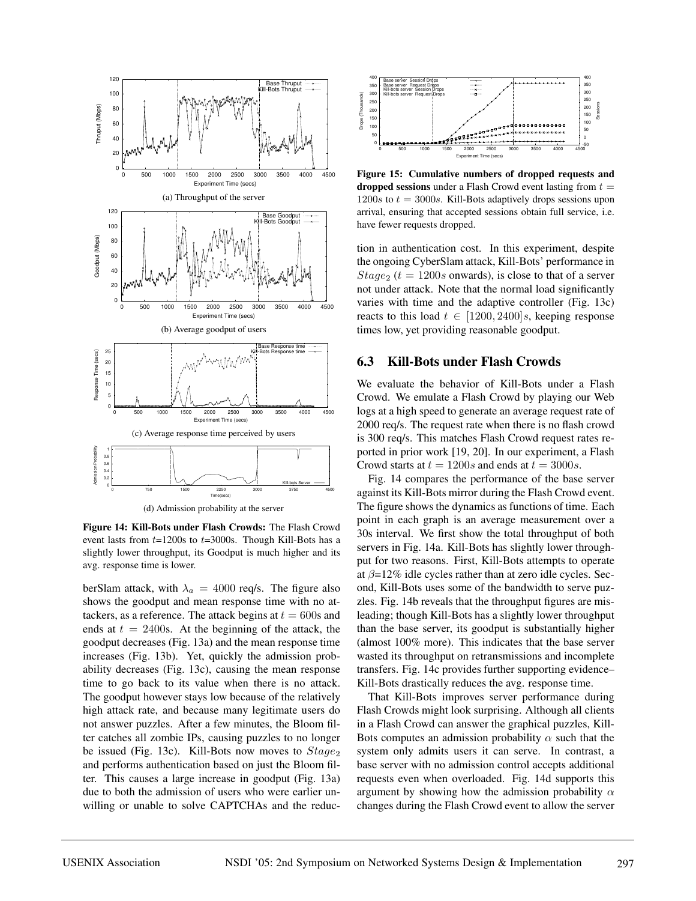120
100
80
60
40
20
0
Thruput (Mbps)
0 500 1000 1500 2000 2500 3000 3500 4000 4500
Experiment Time (secs)
Base Thruput
Kill-Bots Thruput

(a) Throughput of the server

120
100
80
60
40
20
0
Goodput (Mbps)
0 500 1000 1500 2000 2500 3000 3500 4000 4500
Experiment Time (secs)
Base Goodput
Kill-Bots Goodput

(b) Average goodput of users

25
20
15
10
5
0
Response Time (secs)
0 500 1000 1500 2000 2500 3000 3500 4000 4500
Experiment Time (secs)
Base Response time
Kill-Bots Response time

(c) Average response time perceived by users

1
0.8
0.6
0.4
0.2
0
Admission Probability
0 750 1500 2250 3000 3750 4500
Time(secs)
Kill-bots Server

(d) Admission probability at the server

**Figure 14: Kill-Bots under Flash Crowds:** The Flash Crowd event lasts from $t$=1200s to $t$=3000s. Though Kill-Bots has a slightly lower throughput, its Goodput is much higher and its avg. response time is lower.

berSlam attack, with $\lambda_a = 4000$ req/s. The figure also shows the goodput and mean response time with no attackers, as a reference. The attack begins at $t = 600$s and ends at $t = 2400$s. At the beginning of the attack, the goodput decreases (Fig. 13a) and the mean response time increases (Fig. 13b). Yet, quickly the admission probability decreases (Fig. 13c), causing the mean response time to go back to its value when there is no attack. The goodput however stays low because of the relatively high attack rate, and because many legitimate users do not answer puzzles. After a few minutes, the Bloom filter catches all zombie IPs, causing puzzles to no longer be issued (Fig. 13c). Kill-Bots now moves to $Stage_2$ and performs authentication based on just the Bloom filter. This causes a large increase in goodput (Fig. 13a) due to both the admission of users who were earlier unwilling or unable to solve CAPTCHAs and the reduction in authentication cost. In this experiment, despite the ongoing CyberSlam attack, Kill-Bots' performance in $Stage_2$ ($t = 1200s$ onwards), is close to that of a server not under attack. Note that the normal load significantly varies with time and the adaptive controller (Fig. 13c) reacts to this load $t \in [1200, 2400]s$, keeping response times low, yet providing reasonable goodput.

400
350
300
250
200
150
100
50
0
Drops (Thousands)
0 500 1000 1500 2000 2500 3000 3500 4000 4500
Experiment Time (secs)
400
350
300
250
200
150
100
50
0
-50
Sessions
Base server Session Drops
Base server Request Drops
Kill-bots server Session Drops
Kill-bots server Request Drops

**Figure 15: Cumulative numbers of dropped requests and dropped sessions** under a Flash Crowd event lasting from $t = 1200s$ to $t = 3000s$. Kill-Bots adaptively drops sessions upon arrival, ensuring that accepted sessions obtain full service, i.e. have fewer requests dropped.

## 6.3 Kill-Bots under Flash Crowds

We evaluate the behavior of Kill-Bots under a Flash Crowd. We emulate a Flash Crowd by playing our Web logs at a high speed to generate an average request rate of 2000 req/s. The request rate when there is no flash crowd is 300 req/s. This matches Flash Crowd request rates reported in prior work [19, 20]. In our experiment, a Flash Crowd starts at $t = 1200s$ and ends at $t = 3000s$.

Fig. 14 compares the performance of the base server against its Kill-Bots mirror during the Flash Crowd event. The figure shows the dynamics as functions of time. Each point in each graph is an average measurement over a 30s interval. We first show the total throughput of both servers in Fig. 14a. Kill-Bots has slightly lower throughput for two reasons. First, Kill-Bots attempts to operate at $\beta$=12% idle cycles rather than at zero idle cycles. Second, Kill-Bots uses some of the bandwidth to serve puzzles. Fig. 14b reveals that the throughput figures are misleading; though Kill-Bots has a slightly lower throughput than the base server, its goodput is substantially higher (almost 100% more). This indicates that the base server wasted its throughput on retransmissions and incomplete transfers. Fig. 14c provides further supporting evidence– Kill-Bots drastically reduces the avg. response time.

That Kill-Bots improves server performance during Flash Crowds might look surprising. Although all clients in a Flash Crowd can answer the graphical puzzles, Kill-Bots computes an admission probability $\alpha$ such that the system only admits users it can serve. In contrast, a base server with no admission control accepts additional requests even when overloaded. Fig. 14d supports this argument by showing how the admission probability $\alpha$ changes during the Flash Crowd event to allow the server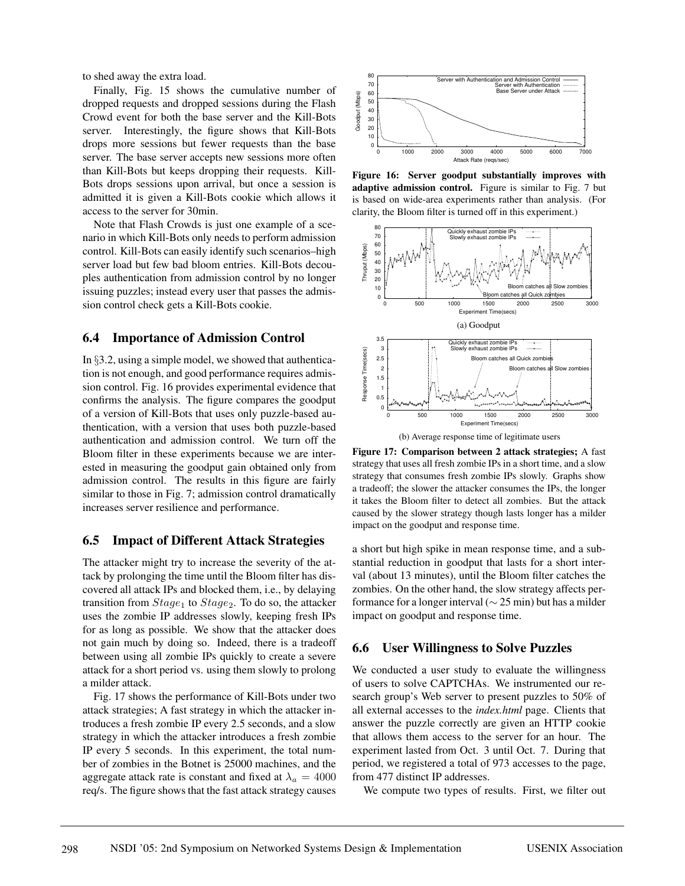to shed away the extra load.

Finally, Fig. 15 shows the cumulative number of dropped requests and dropped sessions during the Flash Crowd event for both the base server and the Kill-Bots server. Interestingly, the figure shows that Kill-Bots drops more sessions but fewer requests than the base server. The base server accepts new sessions more often than Kill-Bots but keeps dropping their requests. Kill-Bots drops sessions upon arrival, but once a session is admitted it is given a Kill-Bots cookie which allows it access to the server for 30min.

Note that Flash Crowds is just one example of a scenario in which Kill-Bots only needs to perform admission control. Kill-Bots can easily identify such scenarios–high server load but few bad bloom entries. Kill-Bots decouples authentication from admission control by no longer issuing puzzles; instead every user that passes the admission control check gets a Kill-Bots cookie.

## 6.4 Importance of Admission Control

In §3.2, using a simple model, we showed that authentication is not enough, and good performance requires admission control. Fig. 16 provides experimental evidence that confirms the analysis. The figure compares the goodput of a version of Kill-Bots that uses only puzzle-based authentication, with a version that uses both puzzle-based authentication and admission control. We turn off the Bloom filter in these experiments because we are interested in measuring the goodput gain obtained only from admission control. The results in this figure are fairly similar to those in Fig. 7; admission control dramatically increases server resilience and performance.

## 6.5 Impact of Different Attack Strategies

The attacker might try to increase the severity of the attack by prolonging the time until the Bloom filter has discovered all attack IPs and blocked them, i.e., by delaying transition from $Stage_1$ to $Stage_2$. To do so, the attacker uses the zombie IP addresses slowly, keeping fresh IPs for as long as possible. We show that the attacker does not gain much by doing so. Indeed, there is a tradeoff between using all zombie IPs quickly to create a severe attack for a short period vs. using them slowly to prolong a milder attack.

Fig. 17 shows the performance of Kill-Bots under two attack strategies; A fast strategy in which the attacker introduces a fresh zombie IP every 2.5 seconds, and a slow strategy in which the attacker introduces a fresh zombie IP every 5 seconds. In this experiment, the total number of zombies in the Botnet is 25000 machines, and the aggregate attack rate is constant and fixed at $\lambda_a = 4000$ req/s. The figure shows that the fast attack strategy causes a short but high spike in mean response time, and a substantial reduction in goodput that lasts for a short interval (about 13 minutes), until the Bloom filter catches the zombies. On the other hand, the slow strategy affects performance for a longer interval ($\sim$ 25 min) but has a milder impact on goodput and response time.

Goodput (Mbps)
Attack Rate (reqs/sec)
Server with Authentication and Admission Control
Server with Authentication
Base Server under Attack

**Figure 16: Server goodput substantially improves with adaptive admission control.** Figure is similar to Fig. 7 but is based on wide-area experiments rather than analysis. (For clarity, the Bloom filter is turned off in this experiment.)

Thruput (Mbps)
Experiment Time(secs)
Quickly exhaust zombie IPs
Slowly exhaust zombie IPs
Bloom catches all Slow zombies
Bloom catches all Quick zombies

(a) Goodput

Response Time(secs)
Experiment Time(secs)
Quickly exhaust zombie IPs
Slowly exhaust zombie IPs
Bloom catches all Quick zombies
Bloom catches all Slow zombies

(b) Average response time of legitimate users

**Figure 17: Comparison between 2 attack strategies;** A fast strategy that uses all fresh zombie IPs in a short time, and a slow strategy that consumes fresh zombie IPs slowly. Graphs show a tradeoff; the slower the attacker consumes the IPs, the longer it takes the Bloom filter to detect all zombies. But the attack caused by the slower strategy though lasts longer has a milder impact on the goodput and response time.

## 6.6 User Willingness to Solve Puzzles

We conducted a user study to evaluate the willingness of users to solve CAPTCHAs. We instrumented our research group's Web server to present puzzles to 50% of all external accesses to the *index.html* page. Clients that answer the puzzle correctly are given an HTTP cookie that allows them access to the server for an hour. The experiment lasted from Oct. 3 until Oct. 7. During that period, we registered a total of 973 accesses to the page, from 477 distinct IP addresses.

We compute two types of results. First, we filter out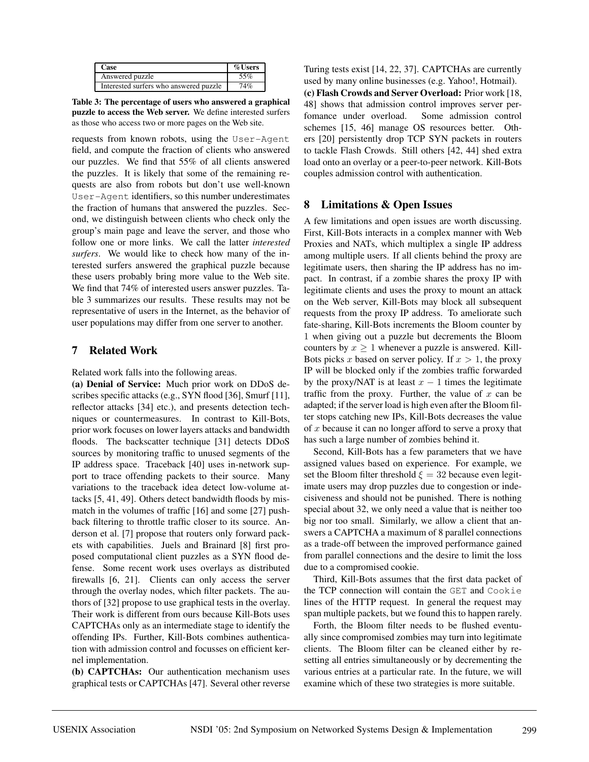| Case | %Users |
|---|---|
| Answered puzzle | 55% |
| Interested surfers who answered puzzle | 74% |

**Table 3: The percentage of users who answered a graphical puzzle to access the Web server.** We define interested surfers as those who access two or more pages on the Web site.

requests from known robots, using the User-Agent field, and compute the fraction of clients who answered our puzzles. We find that 55% of all clients answered the puzzles. It is likely that some of the remaining requests are also from robots but don't use well-known User-Agent identifiers, so this number underestimates the fraction of humans that answered the puzzles. Second, we distinguish between clients who check only the group's main page and leave the server, and those who follow one or more links. We call the latter *interested surfers*. We would like to check how many of the interested surfers answered the graphical puzzle because these users probably bring more value to the Web site. We find that 74% of interested users answer puzzles. Table 3 summarizes our results. These results may not be representative of users in the Internet, as the behavior of user populations may differ from one server to another.

## 7 Related Work

Related work falls into the following areas.

**(a) Denial of Service:** Much prior work on DDoS describes specific attacks (e.g., SYN flood [36], Smurf [11], reflector attacks [34] etc.), and presents detection techniques or countermeasures. In contrast to Kill-Bots, prior work focuses on lower layers attacks and bandwidth floods. The backscatter technique [31] detects DDoS sources by monitoring traffic to unused segments of the IP address space. Traceback [40] uses in-network support to trace offending packets to their source. Many variations to the traceback idea detect low-volume attacks [5, 41, 49]. Others detect bandwidth floods by mismatch in the volumes of traffic [16] and some [27] pushback filtering to throttle traffic closer to its source. Anderson et al. [7] propose that routers only forward packets with capabilities. Juels and Brainard [8] first proposed computational client puzzles as a SYN flood defense. Some recent work uses overlays as distributed firewalls [6, 21]. Clients can only access the server through the overlay nodes, which filter packets. The authors of [32] propose to use graphical tests in the overlay. Their work is different from ours because Kill-Bots uses CAPTCHAs only as an intermediate stage to identify the offending IPs. Further, Kill-Bots combines authentication with admission control and focusses on efficient kernel implementation.

**(b) CAPTCHAs:** Our authentication mechanism uses graphical tests or CAPTCHAs [47]. Several other reverse Turing tests exist [14, 22, 37]. CAPTCHAs are currently used by many online businesses (e.g. Yahoo!, Hotmail).

**(c) Flash Crowds and Server Overload:** Prior work [18, 48] shows that admission control improves server perfomance under overload. Some admission control schemes [15, 46] manage OS resources better. Others [20] persistently drop TCP SYN packets in routers to tackle Flash Crowds. Still others [42, 44] shed extra load onto an overlay or a peer-to-peer network. Kill-Bots couples admission control with authentication.

## 8 Limitations & Open Issues

A few limitations and open issues are worth discussing. First, Kill-Bots interacts in a complex manner with Web Proxies and NATs, which multiplex a single IP address among multiple users. If all clients behind the proxy are legitimate users, then sharing the IP address has no impact. In contrast, if a zombie shares the proxy IP with legitimate clients and uses the proxy to mount an attack on the Web server, Kill-Bots may block all subsequent requests from the proxy IP address. To ameliorate such fate-sharing, Kill-Bots increments the Bloom counter by 1 when giving out a puzzle but decrements the Bloom counters by $x \geq 1$ whenever a puzzle is answered. Kill-Bots picks $x$ based on server policy. If $x > 1$, the proxy IP will be blocked only if the zombies traffic forwarded by the proxy/NAT is at least $x - 1$ times the legitimate traffic from the proxy. Further, the value of $x$ can be adapted; if the server load is high even after the Bloom filter stops catching new IPs, Kill-Bots decreases the value of $x$ because it can no longer afford to serve a proxy that has such a large number of zombies behind it.

Second, Kill-Bots has a few parameters that we have assigned values based on experience. For example, we set the Bloom filter threshold $\xi = 32$ because even legitimate users may drop puzzles due to congestion or indecisiveness and should not be punished. There is nothing special about 32, we only need a value that is neither too big nor too small. Similarly, we allow a client that answers a CAPTCHA a maximum of 8 parallel connections as a trade-off between the improved performance gained from parallel connections and the desire to limit the loss due to a compromised cookie.

Third, Kill-Bots assumes that the first data packet of the TCP connection will contain the GET and Cookie lines of the HTTP request. In general the request may span multiple packets, but we found this to happen rarely.

Forth, the Bloom filter needs to be flushed eventually since compromised zombies may turn into legitimate clients. The Bloom filter can be cleaned either by resetting all entries simultaneously or by decrementing the various entries at a particular rate. In the future, we will examine which of these two strategies is more suitable.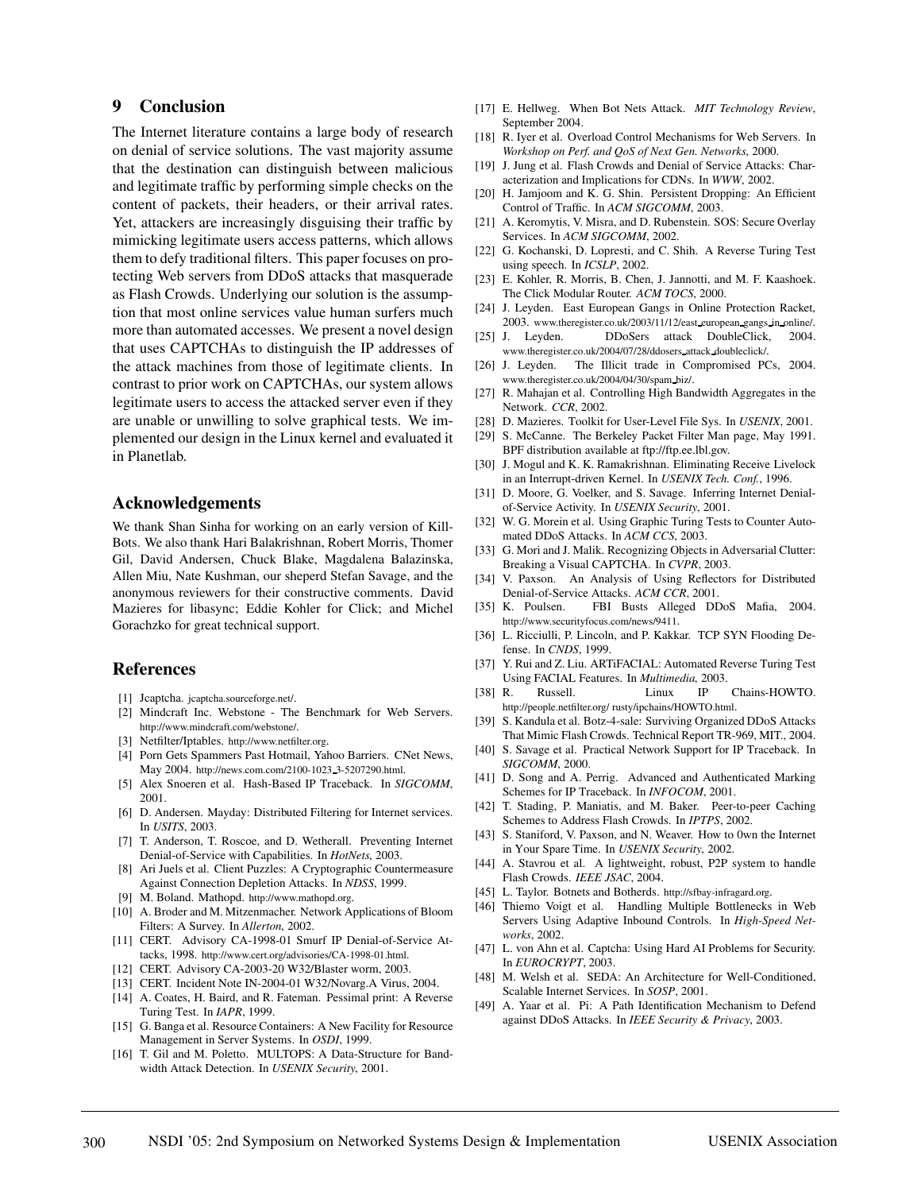## 9 Conclusion

The Internet literature contains a large body of research on denial of service solutions. The vast majority assume that the destination can distinguish between malicious and legitimate traffic by performing simple checks on the content of packets, their headers, or their arrival rates. Yet, attackers are increasingly disguising their traffic by mimicking legitimate users access patterns, which allows them to defy traditional filters. This paper focuses on protecting Web servers from DDoS attacks that masquerade as Flash Crowds. Underlying our solution is the assumption that most online services value human surfers much more than automated accesses. We present a novel design that uses CAPTCHAs to distinguish the IP addresses of the attack machines from those of legitimate clients. In contrast to prior work on CAPTCHAs, our system allows legitimate users to access the attacked server even if they are unable or unwilling to solve graphical tests. We implemented our design in the Linux kernel and evaluated it in Planetlab.

## Acknowledgements

We thank Shan Sinha for working on an early version of Kill-Bots. We also thank Hari Balakrishnan, Robert Morris, Thomer Gil, David Andersen, Chuck Blake, Magdalena Balazinska, Allen Miu, Nate Kushman, our sheperd Stefan Savage, and the anonymous reviewers for their constructive comments. David Mazieres for libasync; Eddie Kohler for Click; and Michel Gorachzko for great technical support.

## References

[1] Jcaptcha. jcaptcha.sourceforge.net/.

[2] Mindcraft Inc. Webstone - The Benchmark for Web Servers. http://www.mindcraft.com/webstone/.

[3] Netfilter/Iptables. http://www.netfilter.org.

[4] Porn Gets Spammers Past Hotmail, Yahoo Barriers. CNet News, May 2004. http://news.com.com/2100-1023_3-5207290.html.

[5] Alex Snoeren et al. Hash-Based IP Traceback. In *SIGCOMM*, 2001.

[6] D. Andersen. Mayday: Distributed Filtering for Internet services. In *USITS*, 2003.

[7] T. Anderson, T. Roscoe, and D. Wetherall. Preventing Internet Denial-of-Service with Capabilities. In *HotNets*, 2003.

[8] Ari Juels et al. Client Puzzles: A Cryptographic Countermeasure Against Connection Depletion Attacks. In *NDSS*, 1999.

[9] M. Boland. Mathopd. http://www.mathopd.org.

[10] A. Broder and M. Mitzenmacher. Network Applications of Bloom Filters: A Survey. In *Allerton*, 2002.

[11] CERT. Advisory CA-1998-01 Smurf IP Denial-of-Service Attacks, 1998. http://www.cert.org/advisories/CA-1998-01.html.

[12] CERT. Advisory CA-2003-20 W32/Blaster worm, 2003.

[13] CERT. Incident Note IN-2004-01 W32/Novarg.A Virus, 2004.

[14] A. Coates, H. Baird, and R. Fateman. Pessimal print: A Reverse Turing Test. In *IAPR*, 1999.

[15] G. Banga et al. Resource Containers: A New Facility for Resource Management in Server Systems. In *OSDI*, 1999.

[16] T. Gil and M. Poletto. MULTOPS: A Data-Structure for Bandwidth Attack Detection. In *USENIX Security*, 2001.

[17] E. Hellweg. When Bot Nets Attack. *MIT Technology Review*, September 2004.

[18] R. Iyer et al. Overload Control Mechanisms for Web Servers. In *Workshop on Perf. and QoS of Next Gen. Networks*, 2000.

[19] J. Jung et al. Flash Crowds and Denial of Service Attacks: Characterization and Implications for CDNs. In *WWW*, 2002.

[20] H. Jamjoom and K. G. Shin. Persistent Dropping: An Efficient Control of Traffic. In *ACM SIGCOMM*, 2003.

[21] A. Keromytis, V. Misra, and D. Rubenstein. SOS: Secure Overlay Services. In *ACM SIGCOMM*, 2002.

[22] G. Kochanski, D. Lopresti, and C. Shih. A Reverse Turing Test using speech. In *ICSLP*, 2002.

[23] E. Kohler, R. Morris, B. Chen, J. Jannotti, and M. F. Kaashoek. The Click Modular Router. *ACM TOCS*, 2000.

[24] J. Leyden. East European Gangs in Online Protection Racket, 2003. www.theregister.co.uk/2003/11/12/east_european_gangs_in_online/.

[25] J. Leyden. DDoSers attack DoubleClick, 2004. www.theregister.co.uk/2004/07/28/ddosers_attack_doubleclick/.

[26] J. Leyden. The Illicit trade in Compromised PCs, 2004. www.theregister.co.uk/2004/04/30/spam_biz/.

[27] R. Mahajan et al. Controlling High Bandwidth Aggregates in the Network. *CCR*, 2002.

[28] D. Mazieres. Toolkit for User-Level File Sys. In *USENIX*, 2001.

[29] S. McCanne. The Berkeley Packet Filter Man page, May 1991. BPF distribution available at ftp://ftp.ee.lbl.gov.

[30] J. Mogul and K. K. Ramakrishnan. Eliminating Receive Livelock in an Interrupt-driven Kernel. In *USENIX Tech. Conf.*, 1996.

[31] D. Moore, G. Voelker, and S. Savage. Inferring Internet Denial-of-Service Activity. In *USENIX Security*, 2001.

[32] W. G. Morein et al. Using Graphic Turing Tests to Counter Automated DDoS Attacks. In *ACM CCS*, 2003.

[33] G. Mori and J. Malik. Recognizing Objects in Adversarial Clutter: Breaking a Visual CAPTCHA. In *CVPR*, 2003.

[34] V. Paxson. An Analysis of Using Reflectors for Distributed Denial-of-Service Attacks. *ACM CCR*, 2001.

[35] K. Poulsen. FBI Busts Alleged DDoS Mafia, 2004. http://www.securityfocus.com/news/9411.

[36] L. Ricciulli, P. Lincoln, and P. Kakkar. TCP SYN Flooding Defense. In *CNDS*, 1999.

[37] Y. Rui and Z. Liu. ARTiFACIAL: Automated Reverse Turing Test Using FACIAL Features. In *Multimedia*, 2003.

[38] R. Russell. Linux IP Chains-HOWTO. http://people.netfilter.org/ rusty/ipchains/HOWTO.html.

[39] S. Kandula et al. Botz-4-sale: Surviving Organized DDoS Attacks That Mimic Flash Crowds. Technical Report TR-969, MIT., 2004.

[40] S. Savage et al. Practical Network Support for IP Traceback. In *SIGCOMM*, 2000.

[41] D. Song and A. Perrig. Advanced and Authenticated Marking Schemes for IP Traceback. In *INFOCOM*, 2001.

[42] T. Stading, P. Maniatis, and M. Baker. Peer-to-peer Caching Schemes to Address Flash Crowds. In *IPTPS*, 2002.

[43] S. Staniford, V. Paxson, and N. Weaver. How to 0wn the Internet in Your Spare Time. In *USENIX Security*, 2002.

[44] A. Stavrou et al. A lightweight, robust, P2P system to handle Flash Crowds. *IEEE JSAC*, 2004.

[45] L. Taylor. Botnets and Botherds. http://sfbay-infragard.org.

[46] Thiemo Voigt et al. Handling Multiple Bottlenecks in Web Servers Using Adaptive Inbound Controls. In *High-Speed Networks*, 2002.

[47] L. von Ahn et al. Captcha: Using Hard AI Problems for Security. In *EUROCRYPT*, 2003.

[48] M. Welsh et al. SEDA: An Architecture for Well-Conditioned, Scalable Internet Services. In *SOSP*, 2001.

[49] A. Yaar et al. Pi: A Path Identification Mechanism to Defend against DDoS Attacks. In *IEEE Security & Privacy*, 2003.